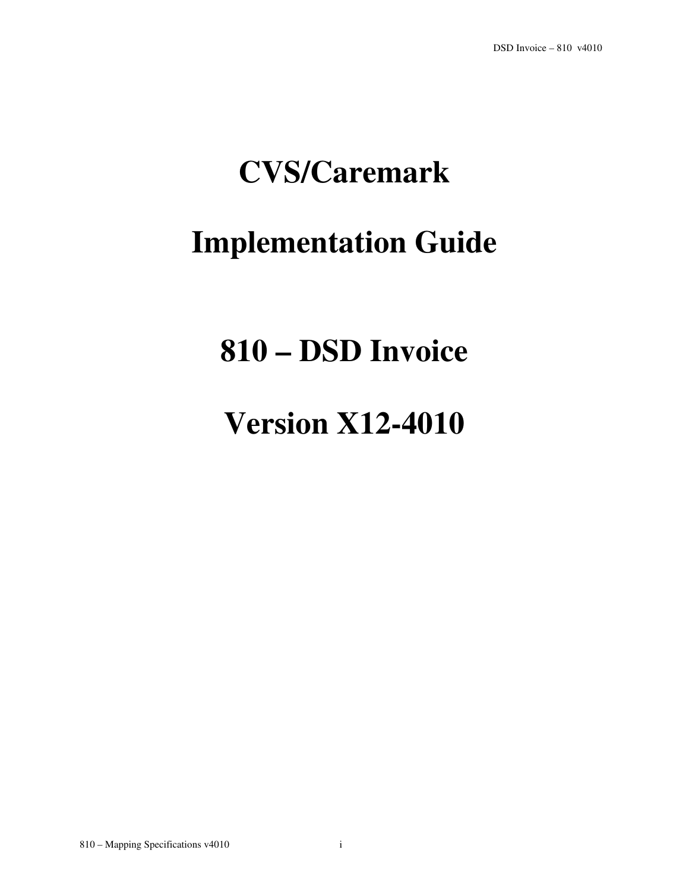# CVS/Caremark

# Implementation Guide

# 810 – DSD Invoice

# Version X12-4010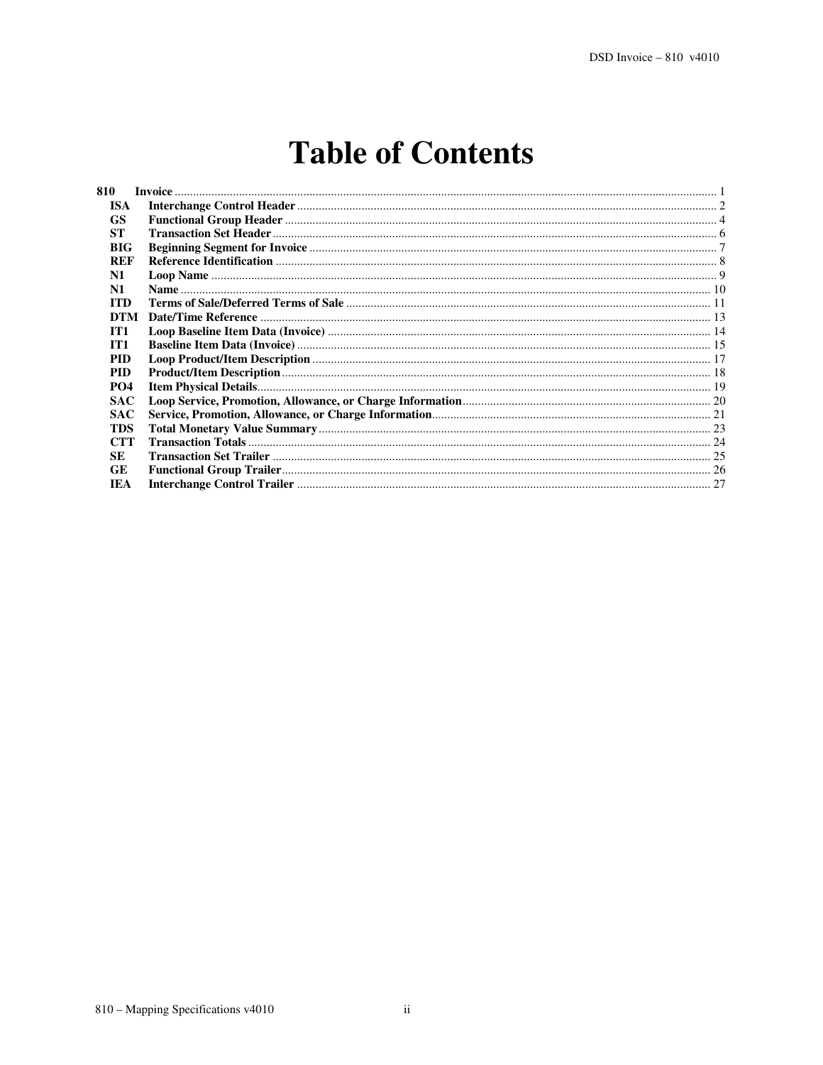# Table of Contents

| | | |
|---|---|---|
| **810** | **Invoice** | 1 |
| **ISA** | **Interchange Control Header** | 2 |
| **GS** | **Functional Group Header** | 4 |
| **ST** | **Transaction Set Header** | 6 |
| **BIG** | **Beginning Segment for Invoice** | 7 |
| **REF** | **Reference Identification** | 8 |
| **N1** | **Loop Name** | 9 |
| **N1** | **Name** | 10 |
| **ITD** | **Terms of Sale/Deferred Terms of Sale** | 11 |
| **DTM** | **Date/Time Reference** | 13 |
| **IT1** | **Loop Baseline Item Data (Invoice)** | 14 |
| **IT1** | **Baseline Item Data (Invoice)** | 15 |
| **PID** | **Loop Product/Item Description** | 17 |
| **PID** | **Product/Item Description** | 18 |
| **PO4** | **Item Physical Details** | 19 |
| **SAC** | **Loop Service, Promotion, Allowance, or Charge Information** | 20 |
| **SAC** | **Service, Promotion, Allowance, or Charge Information** | 21 |
| **TDS** | **Total Monetary Value Summary** | 23 |
| **CTT** | **Transaction Totals** | 24 |
| **SE** | **Transaction Set Trailer** | 25 |
| **GE** | **Functional Group Trailer** | 26 |
| **IEA** | **Interchange Control Trailer** | 27 |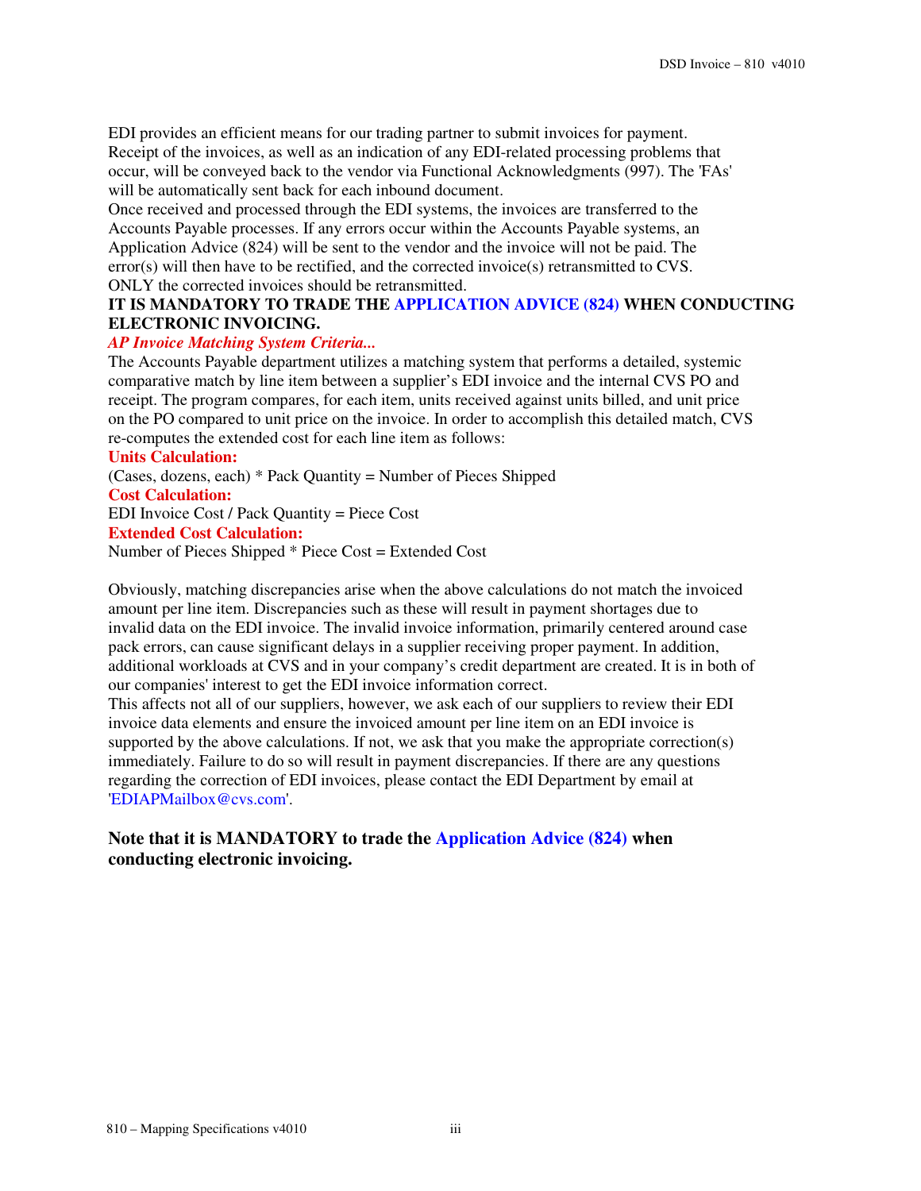EDI provides an efficient means for our trading partner to submit invoices for payment. Receipt of the invoices, as well as an indication of any EDI-related processing problems that occur, will be conveyed back to the vendor via Functional Acknowledgments (997). The 'FAs' will be automatically sent back for each inbound document.

Once received and processed through the EDI systems, the invoices are transferred to the Accounts Payable processes. If any errors occur within the Accounts Payable systems, an Application Advice (824) will be sent to the vendor and the invoice will not be paid. The error(s) will then have to be rectified, and the corrected invoice(s) retransmitted to CVS. ONLY the corrected invoices should be retransmitted.

**IT IS MANDATORY TO TRADE THE APPLICATION ADVICE (824) WHEN CONDUCTING ELECTRONIC INVOICING.**

***AP Invoice Matching System Criteria...***

The Accounts Payable department utilizes a matching system that performs a detailed, systemic comparative match by line item between a supplier's EDI invoice and the internal CVS PO and receipt. The program compares, for each item, units received against units billed, and unit price on the PO compared to unit price on the invoice. In order to accomplish this detailed match, CVS re-computes the extended cost for each line item as follows:

**Units Calculation:**

(Cases, dozens, each) * Pack Quantity = Number of Pieces Shipped

**Cost Calculation:**

EDI Invoice Cost / Pack Quantity = Piece Cost

**Extended Cost Calculation:**

Number of Pieces Shipped * Piece Cost = Extended Cost

Obviously, matching discrepancies arise when the above calculations do not match the invoiced amount per line item. Discrepancies such as these will result in payment shortages due to invalid data on the EDI invoice. The invalid invoice information, primarily centered around case pack errors, can cause significant delays in a supplier receiving proper payment. In addition, additional workloads at CVS and in your company's credit department are created. It is in both of our companies' interest to get the EDI invoice information correct.

This affects not all of our suppliers, however, we ask each of our suppliers to review their EDI invoice data elements and ensure the invoiced amount per line item on an EDI invoice is supported by the above calculations. If not, we ask that you make the appropriate correction(s) immediately. Failure to do so will result in payment discrepancies. If there are any questions regarding the correction of EDI invoices, please contact the EDI Department by email at 'EDIAPMailbox@cvs.com'.

**Note that it is MANDATORY to trade the Application Advice (824) when conducting electronic invoicing.**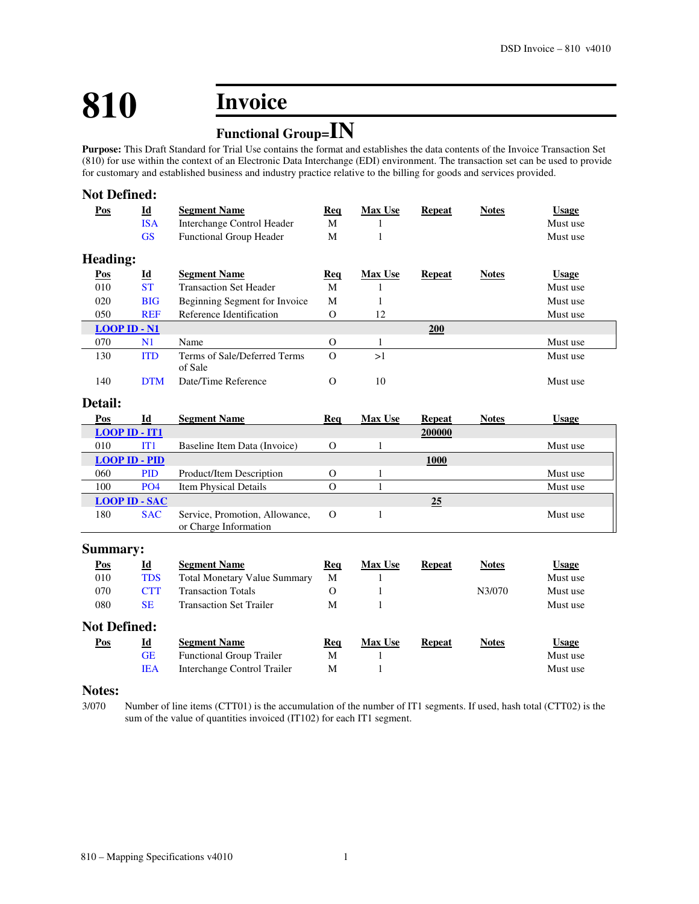# 810 Invoice

## Functional Group=IN

**Purpose:** This Draft Standard for Trial Use contains the format and establishes the data contents of the Invoice Transaction Set (810) for use within the context of an Electronic Data Interchange (EDI) environment. The transaction set can be used to provide for customary and established business and industry practice relative to the billing for goods and services provided.

### Not Defined:

| Pos | Id | Segment Name | Req | Max Use | Repeat | Notes | Usage |
|---|---|---|---|---|---|---|---|
| | ISA | Interchange Control Header | M | 1 | | | Must use |
| | GS | Functional Group Header | M | 1 | | | Must use |

### Heading:

| Pos | Id | Segment Name | Req | Max Use | Repeat | Notes | Usage |
|---|---|---|---|---|---|---|---|
| 010 | ST | Transaction Set Header | M | 1 | | | Must use |
| 020 | BIG | Beginning Segment for Invoice | M | 1 | | | Must use |
| 050 | REF | Reference Identification | O | 12 | | | Must use |
| **LOOP ID - N1** | | | | | **200** | | |
| 070 | N1 | Name | O | 1 | | | Must use |
| 130 | ITD | Terms of Sale/Deferred Terms of Sale | O | >1 | | | Must use |
| 140 | DTM | Date/Time Reference | O | 10 | | | Must use |

### Detail:

| Pos | Id | Segment Name | Req | Max Use | Repeat | Notes | Usage |
|---|---|---|---|---|---|---|---|
| **LOOP ID - IT1** | | | | | **200000** | | |
| 010 | IT1 | Baseline Item Data (Invoice) | O | 1 | | | Must use |
| **LOOP ID - PID** | | | | | **1000** | | |
| 060 | PID | Product/Item Description | O | 1 | | | Must use |
| 100 | PO4 | Item Physical Details | O | 1 | | | Must use |
| **LOOP ID - SAC** | | | | | **25** | | |
| 180 | SAC | Service, Promotion, Allowance, or Charge Information | O | 1 | | | Must use |

### Summary:

| Pos | Id | Segment Name | Req | Max Use | Repeat | Notes | Usage |
|---|---|---|---|---|---|---|---|
| 010 | TDS | Total Monetary Value Summary | M | 1 | | | Must use |
| 070 | CTT | Transaction Totals | O | 1 | | N3/070 | Must use |
| 080 | SE | Transaction Set Trailer | M | 1 | | | Must use |

### Not Defined:

| Pos | Id | Segment Name | Req | Max Use | Repeat | Notes | Usage |
|---|---|---|---|---|---|---|---|
| | GE | Functional Group Trailer | M | 1 | | | Must use |
| | IEA | Interchange Control Trailer | M | 1 | | | Must use |

### Notes:

3/070 Number of line items (CTT01) is the accumulation of the number of IT1 segments. If used, hash total (CTT02) is the sum of the value of quantities invoiced (IT102) for each IT1 segment.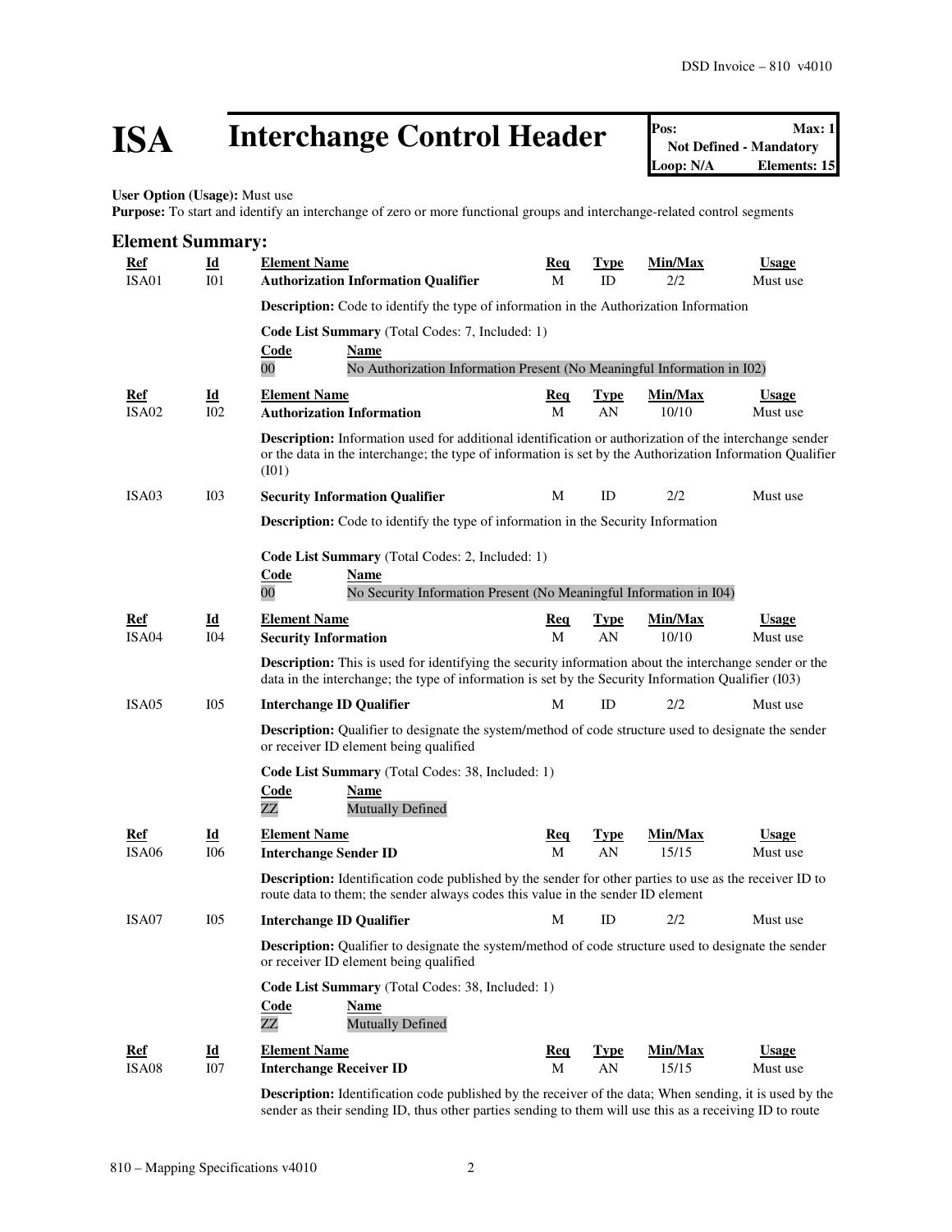# ISA Interchange Control Header

| Pos: | Max: 1 |
|---|---|
| Not Defined - Mandatory | |
| Loop: N/A | Elements: 15 |

**User Option (Usage):** Must use

**Purpose:** To start and identify an interchange of zero or more functional groups and interchange-related control segments

## Element Summary:

| Ref | Id | Element Name | Req | Type | Min/Max | Usage |
|---|---|---|---|---|---|---|
| ISA01 | I01 | **Authorization Information Qualifier** | M | ID | 2/2 | Must use |

**Description:** Code to identify the type of information in the Authorization Information

**Code List Summary** (Total Codes: 7, Included: 1)

| Code | Name |
|---|---|
| 00 | No Authorization Information Present (No Meaningful Information in I02) |

| Ref | Id | Element Name | Req | Type | Min/Max | Usage |
|---|---|---|---|---|---|---|
| ISA02 | I02 | **Authorization Information** | M | AN | 10/10 | Must use |

**Description:** Information used for additional identification or authorization of the interchange sender or the data in the interchange; the type of information is set by the Authorization Information Qualifier (I01)

| Ref | Id | Element Name | Req | Type | Min/Max | Usage |
|---|---|---|---|---|---|---|
| ISA03 | I03 | **Security Information Qualifier** | M | ID | 2/2 | Must use |

**Description:** Code to identify the type of information in the Security Information

**Code List Summary** (Total Codes: 2, Included: 1)

| Code | Name |
|---|---|
| 00 | No Security Information Present (No Meaningful Information in I04) |

| Ref | Id | Element Name | Req | Type | Min/Max | Usage |
|---|---|---|---|---|---|---|
| ISA04 | I04 | **Security Information** | M | AN | 10/10 | Must use |

**Description:** This is used for identifying the security information about the interchange sender or the data in the interchange; the type of information is set by the Security Information Qualifier (I03)

| Ref | Id | Element Name | Req | Type | Min/Max | Usage |
|---|---|---|---|---|---|---|
| ISA05 | I05 | **Interchange ID Qualifier** | M | ID | 2/2 | Must use |

**Description:** Qualifier to designate the system/method of code structure used to designate the sender or receiver ID element being qualified

**Code List Summary** (Total Codes: 38, Included: 1)

| Code | Name |
|---|---|
| ZZ | Mutually Defined |

| Ref | Id | Element Name | Req | Type | Min/Max | Usage |
|---|---|---|---|---|---|---|
| ISA06 | I06 | **Interchange Sender ID** | M | AN | 15/15 | Must use |

**Description:** Identification code published by the sender for other parties to use as the receiver ID to route data to them; the sender always codes this value in the sender ID element

| Ref | Id | Element Name | Req | Type | Min/Max | Usage |
|---|---|---|---|---|---|---|
| ISA07 | I05 | **Interchange ID Qualifier** | M | ID | 2/2 | Must use |

**Description:** Qualifier to designate the system/method of code structure used to designate the sender or receiver ID element being qualified

**Code List Summary** (Total Codes: 38, Included: 1)

| Code | Name |
|---|---|
| ZZ | Mutually Defined |

| Ref | Id | Element Name | Req | Type | Min/Max | Usage |
|---|---|---|---|---|---|---|
| ISA08 | I07 | **Interchange Receiver ID** | M | AN | 15/15 | Must use |

**Description:** Identification code published by the receiver of the data; When sending, it is used by the sender as their sending ID, thus other parties sending to them will use this as a receiving ID to route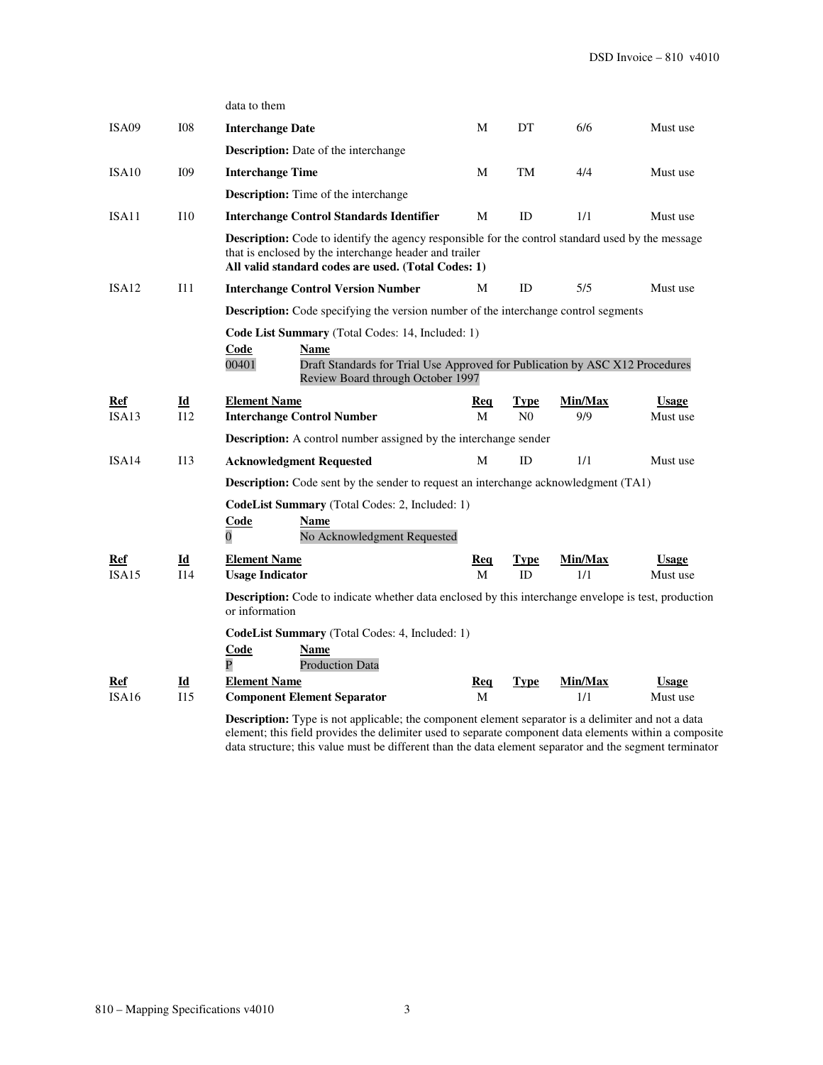data to them

| Ref | Id | Element Name | Req | Type | Min/Max | Usage |
|---|---|---|---|---|---|---|
| ISA09 | I08 | **Interchange Date** | M | DT | 6/6 | Must use |
| | | **Description:** Date of the interchange | | | | |
| ISA10 | I09 | **Interchange Time** | M | TM | 4/4 | Must use |
| | | **Description:** Time of the interchange | | | | |
| ISA11 | I10 | **Interchange Control Standards Identifier** | M | ID | 1/1 | Must use |
| | | **Description:** Code to identify the agency responsible for the control standard used by the message that is enclosed by the interchange header and trailer **All valid standard codes are used. (Total Codes: 1)** | | | | |
| ISA12 | I11 | **Interchange Control Version Number** | M | ID | 5/5 | Must use |
| | | **Description:** Code specifying the version number of the interchange control segments | | | | |

**Code List Summary** (Total Codes: 14, Included: 1)

| Code | Name |
|---|---|
| 00401 | Draft Standards for Trial Use Approved for Publication by ASC X12 Procedures Review Board through October 1997 |

| Ref | Id | Element Name | Req | Type | Min/Max | Usage |
|---|---|---|---|---|---|---|
| ISA13 | I12 | **Interchange Control Number** | M | N0 | 9/9 | Must use |
| | | **Description:** A control number assigned by the interchange sender | | | | |
| ISA14 | I13 | **Acknowledgment Requested** | M | ID | 1/1 | Must use |
| | | **Description:** Code sent by the sender to request an interchange acknowledgment (TA1) | | | | |

**CodeList Summary** (Total Codes: 2, Included: 1)

| Code | Name |
|---|---|
| 0 | No Acknowledgment Requested |

| Ref | Id | Element Name | Req | Type | Min/Max | Usage |
|---|---|---|---|---|---|---|
| ISA15 | I14 | **Usage Indicator** | M | ID | 1/1 | Must use |
| | | **Description:** Code to indicate whether data enclosed by this interchange envelope is test, production or information | | | | |

**CodeList Summary** (Total Codes: 4, Included: 1)

| Code | Name |
|---|---|
| P | Production Data |

| Ref | Id | Element Name | Req | Type | Min/Max | Usage |
|---|---|---|---|---|---|---|
| ISA16 | I15 | **Component Element Separator** | M | | 1/1 | Must use |
| | | **Description:** Type is not applicable; the component element separator is a delimiter and not a data element; this field provides the delimiter used to separate component data elements within a composite data structure; this value must be different than the data element separator and the segment terminator | | | | |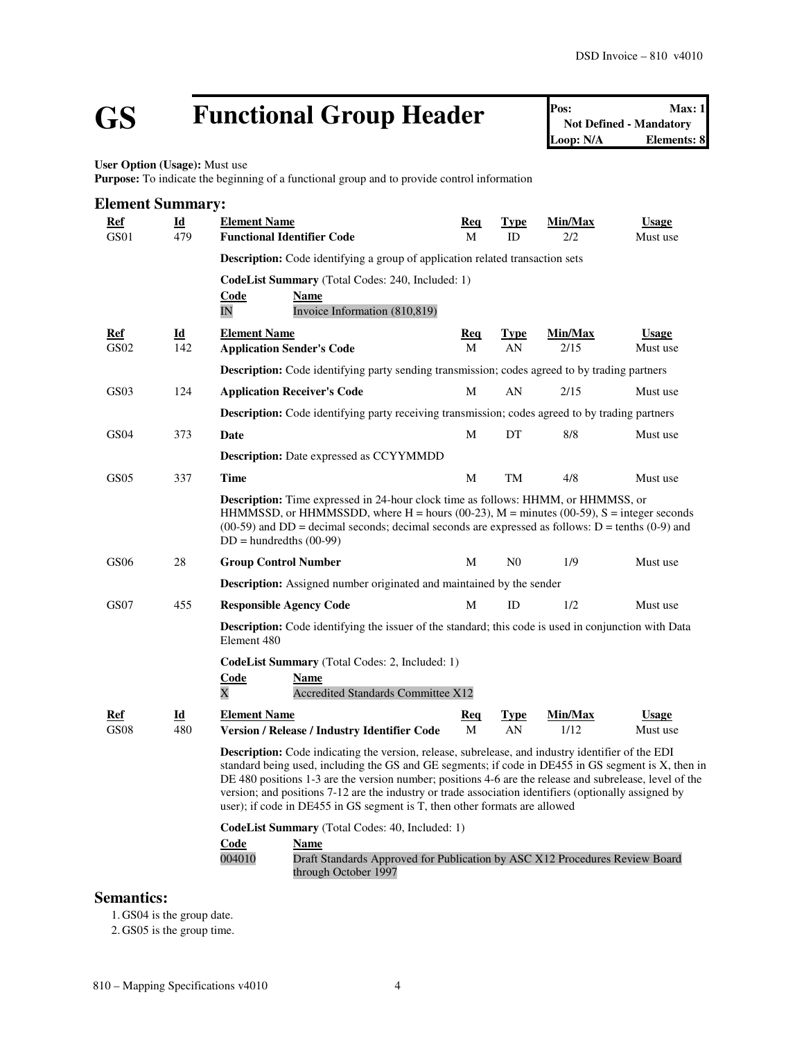# GS Functional Group Header

| Pos: | Max: 1 |
|---|---|
| Not Defined - Mandatory | |
| Loop: N/A | Elements: 8 |

**User Option (Usage):** Must use
**Purpose:** To indicate the beginning of a functional group and to provide control information

## Element Summary:

| Ref | Id | Element Name | Req | Type | Min/Max | Usage |
|---|---|---|---|---|---|---|
| GS01 | 479 | **Functional Identifier Code** | M | ID | 2/2 | Must use |

**Description:** Code identifying a group of application related transaction sets

**CodeList Summary** (Total Codes: 240, Included: 1)

| Code | Name |
|---|---|
| IN | Invoice Information (810,819) |

| Ref | Id | Element Name | Req | Type | Min/Max | Usage |
|---|---|---|---|---|---|---|
| GS02 | 142 | **Application Sender's Code** | M | AN | 2/15 | Must use |

**Description:** Code identifying party sending transmission; codes agreed to by trading partners

| Ref | Id | Element Name | Req | Type | Min/Max | Usage |
|---|---|---|---|---|---|---|
| GS03 | 124 | **Application Receiver's Code** | M | AN | 2/15 | Must use |

**Description:** Code identifying party receiving transmission; codes agreed to by trading partners

| Ref | Id | Element Name | Req | Type | Min/Max | Usage |
|---|---|---|---|---|---|---|
| GS04 | 373 | **Date** | M | DT | 8/8 | Must use |

**Description:** Date expressed as CCYYMMDD

| Ref | Id | Element Name | Req | Type | Min/Max | Usage |
|---|---|---|---|---|---|---|
| GS05 | 337 | **Time** | M | TM | 4/8 | Must use |

**Description:** Time expressed in 24-hour clock time as follows: HHMM, or HHMMSS, or HHMMSSD, or HHMMSSDD, where H = hours (00-23), M = minutes (00-59), S = integer seconds (00-59) and DD = decimal seconds; decimal seconds are expressed as follows: D = tenths (0-9) and DD = hundredths (00-99)

| Ref | Id | Element Name | Req | Type | Min/Max | Usage |
|---|---|---|---|---|---|---|
| GS06 | 28 | **Group Control Number** | M | N0 | 1/9 | Must use |

**Description:** Assigned number originated and maintained by the sender

| Ref | Id | Element Name | Req | Type | Min/Max | Usage |
|---|---|---|---|---|---|---|
| GS07 | 455 | **Responsible Agency Code** | M | ID | 1/2 | Must use |

**Description:** Code identifying the issuer of the standard; this code is used in conjunction with Data Element 480

**CodeList Summary** (Total Codes: 2, Included: 1)

| Code | Name |
|---|---|
| X | Accredited Standards Committee X12 |

| Ref | Id | Element Name | Req | Type | Min/Max | Usage |
|---|---|---|---|---|---|---|
| GS08 | 480 | **Version / Release / Industry Identifier Code** | M | AN | 1/12 | Must use |

**Description:** Code indicating the version, release, subrelease, and industry identifier of the EDI standard being used, including the GS and GE segments; if code in DE455 in GS segment is X, then in DE 480 positions 1-3 are the version number; positions 4-6 are the release and subrelease, level of the version; and positions 7-12 are the industry or trade association identifiers (optionally assigned by user); if code in DE455 in GS segment is T, then other formats are allowed

**CodeList Summary** (Total Codes: 40, Included: 1)

| Code | Name |
|---|---|
| 004010 | Draft Standards Approved for Publication by ASC X12 Procedures Review Board through October 1997 |

## Semantics:

1. GS04 is the group date.
2. GS05 is the group time.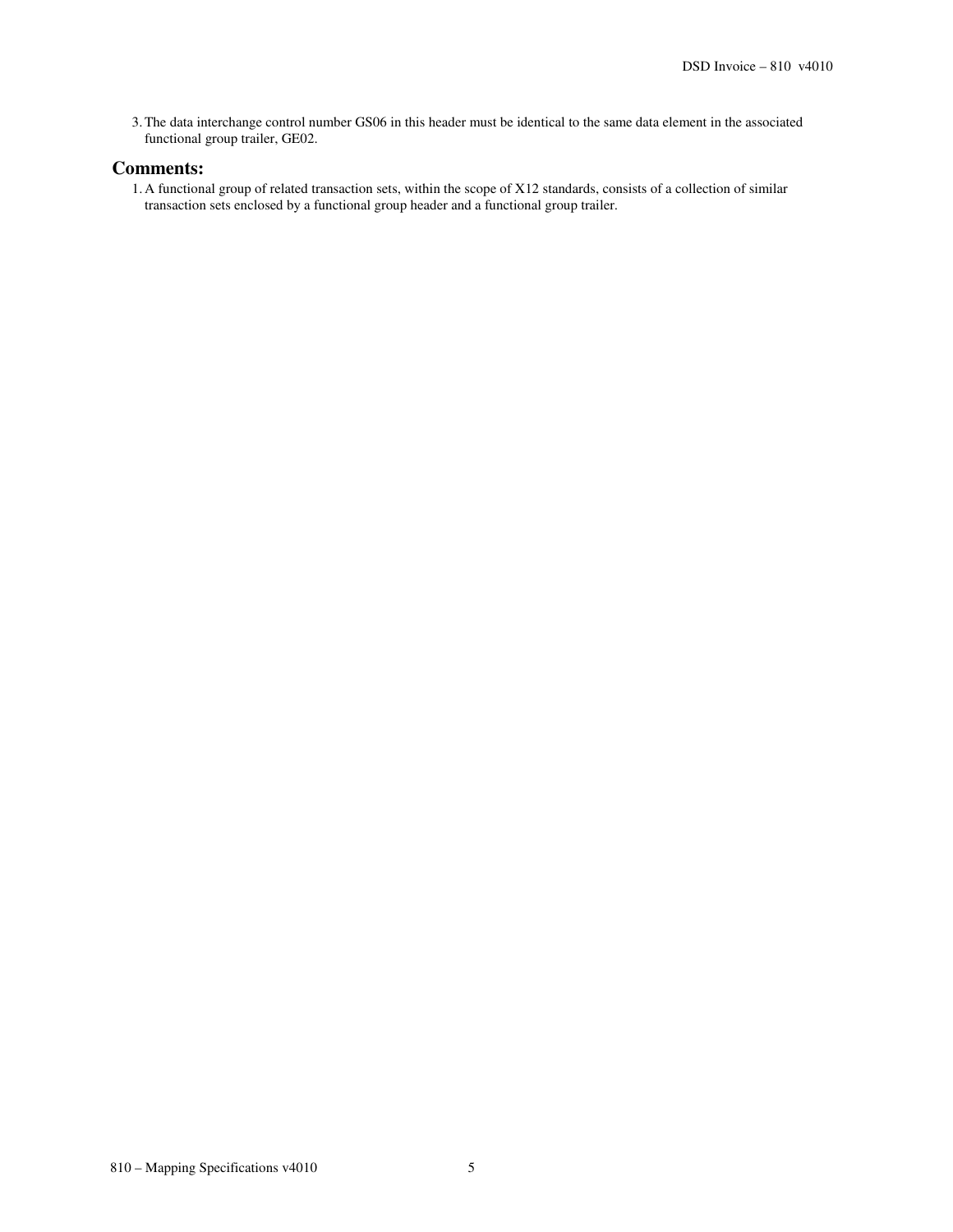3. The data interchange control number GS06 in this header must be identical to the same data element in the associated functional group trailer, GE02.

## Comments:

1. A functional group of related transaction sets, within the scope of X12 standards, consists of a collection of similar transaction sets enclosed by a functional group header and a functional group trailer.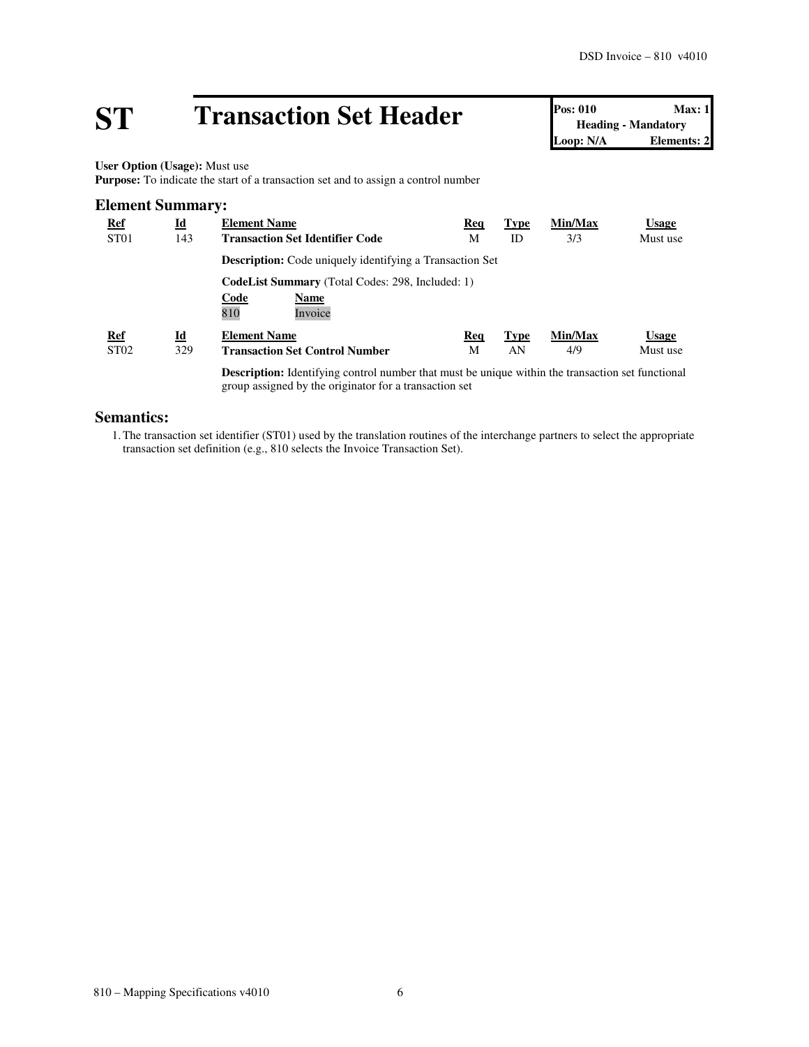# ST Transaction Set Header

| Pos: 010 | Max: 1 |
|---|---|
| Heading - Mandatory | |
| Loop: N/A | Elements: 2 |

**User Option (Usage):** Must use
**Purpose:** To indicate the start of a transaction set and to assign a control number

## Element Summary:

| Ref | Id | Element Name | Req | Type | Min/Max | Usage |
|---|---|---|---|---|---|---|
| ST01 | 143 | **Transaction Set Identifier Code** | M | ID | 3/3 | Must use |

**Description:** Code uniquely identifying a Transaction Set

**CodeList Summary** (Total Codes: 298, Included: 1)

| Code | Name |
|---|---|
| 810 | Invoice |

| Ref | Id | Element Name | Req | Type | Min/Max | Usage |
|---|---|---|---|---|---|---|
| ST02 | 329 | **Transaction Set Control Number** | M | AN | 4/9 | Must use |

**Description:** Identifying control number that must be unique within the transaction set functional group assigned by the originator for a transaction set

## Semantics:

1. The transaction set identifier (ST01) used by the translation routines of the interchange partners to select the appropriate transaction set definition (e.g., 810 selects the Invoice Transaction Set).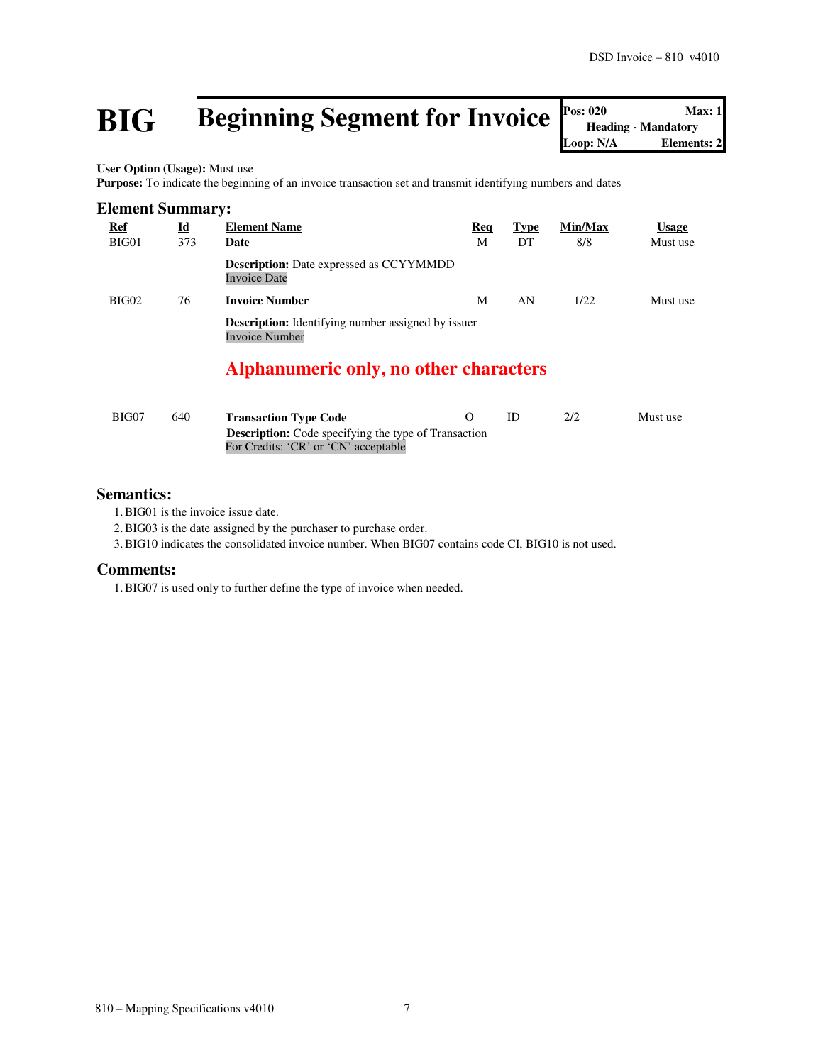# BIG Beginning Segment for Invoice

| Pos: 020 | Max: 1 |
|---|---|
| Heading - Mandatory | |
| Loop: N/A | Elements: 2 |

**User Option (Usage):** Must use
**Purpose:** To indicate the beginning of an invoice transaction set and transmit identifying numbers and dates

## Element Summary:

| Ref | Id | Element Name | Req | Type | Min/Max | Usage |
|---|---|---|---|---|---|---|
| BIG01 | 373 | **Date**<br>**Description:** Date expressed as CCYYMMDD<br>Invoice Date | M | DT | 8/8 | Must use |
| BIG02 | 76 | **Invoice Number**<br>**Description:** Identifying number assigned by issuer<br>Invoice Number<br>**Alphanumeric only, no other characters** | M | AN | 1/22 | Must use |
| BIG07 | 640 | **Transaction Type Code**<br>**Description:** Code specifying the type of Transaction<br>For Credits: 'CR' or 'CN' acceptable | O | ID | 2/2 | Must use |

## Semantics:

1. BIG01 is the invoice issue date.
2. BIG03 is the date assigned by the purchaser to purchase order.
3. BIG10 indicates the consolidated invoice number. When BIG07 contains code CI, BIG10 is not used.

## Comments:

1. BIG07 is used only to further define the type of invoice when needed.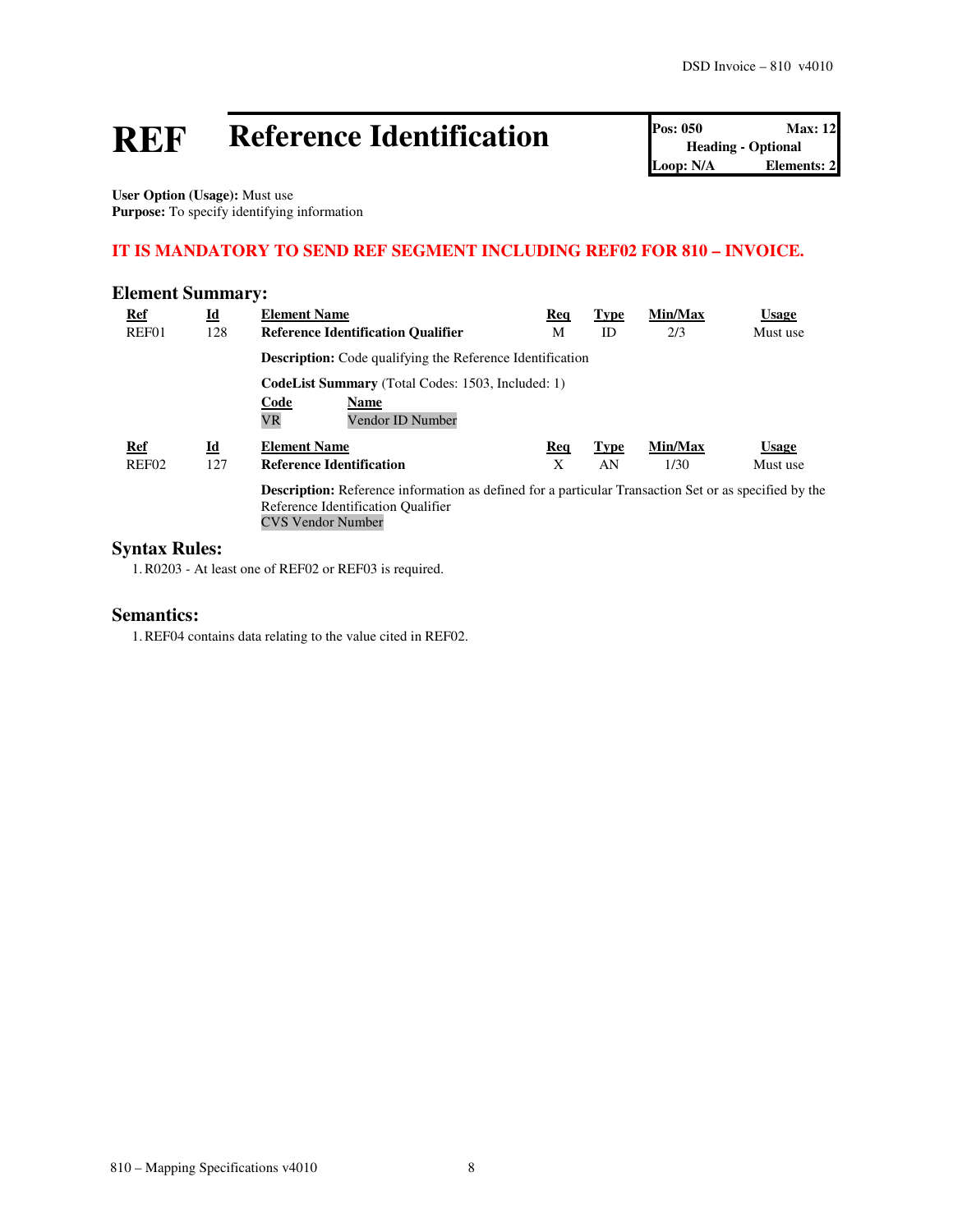# REF Reference Identification

| Pos: 050 | Max: 12 |
|---|---|
| Heading - Optional | |
| Loop: N/A | Elements: 2 |

**User Option (Usage):** Must use
**Purpose:** To specify identifying information

**IT IS MANDATORY TO SEND REF SEGMENT INCLUDING REF02 FOR 810 – INVOICE.**

## Element Summary:

| Ref | Id | Element Name | Req | Type | Min/Max | Usage |
|---|---|---|---|---|---|---|
| REF01 | 128 | **Reference Identification Qualifier** | M | ID | 2/3 | Must use |

**Description:** Code qualifying the Reference Identification

**CodeList Summary** (Total Codes: 1503, Included: 1)

| Code | Name |
|---|---|
| VR | Vendor ID Number |

| Ref | Id | Element Name | Req | Type | Min/Max | Usage |
|---|---|---|---|---|---|---|
| REF02 | 127 | **Reference Identification** | X | AN | 1/30 | Must use |

**Description:** Reference information as defined for a particular Transaction Set or as specified by the Reference Identification Qualifier
CVS Vendor Number

## Syntax Rules:

1. R0203 - At least one of REF02 or REF03 is required.

## Semantics:

1. REF04 contains data relating to the value cited in REF02.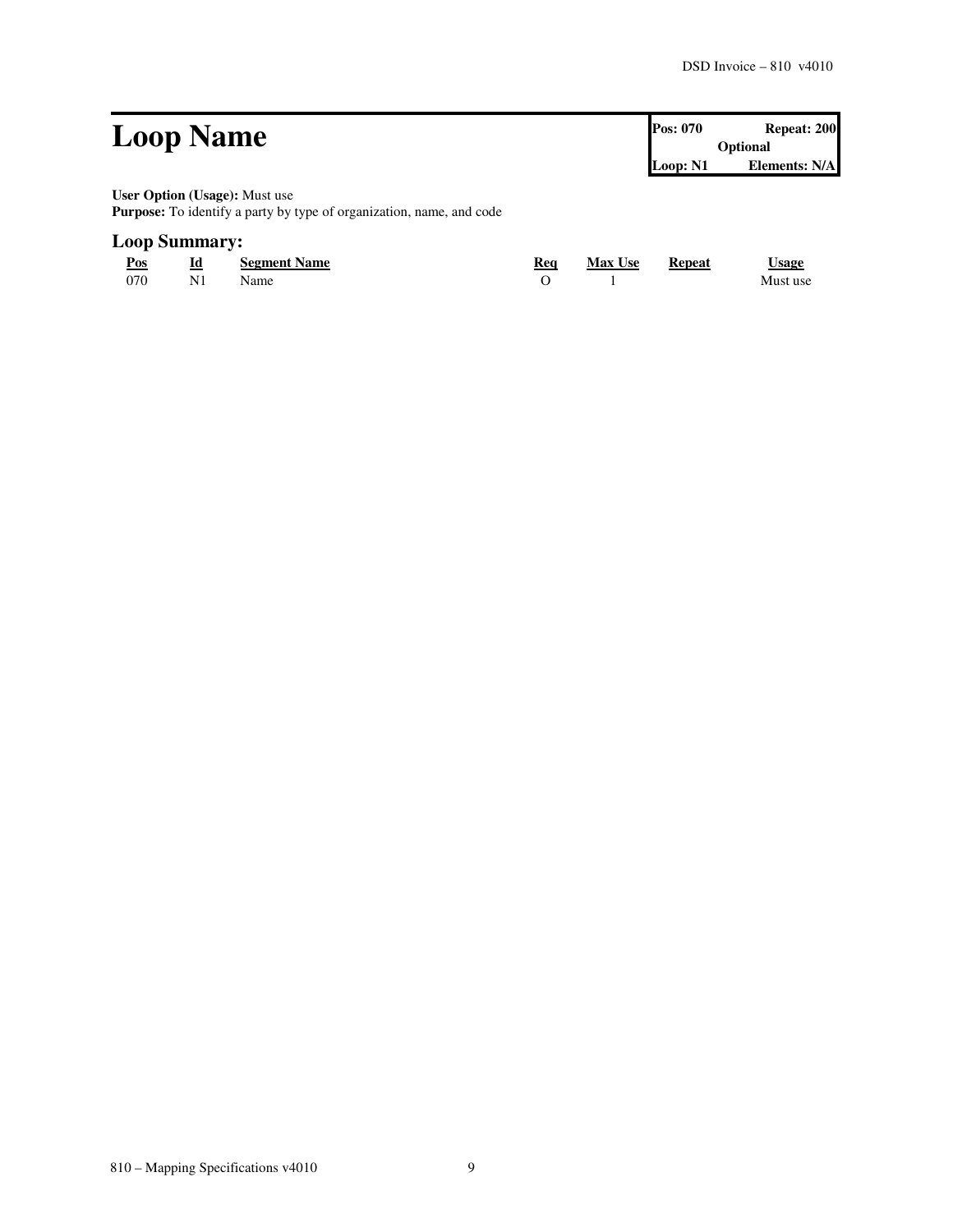# Loop Name

| Pos: 070 | Repeat: 200 |
| --- | --- |
| Optional | |
| Loop: N1 | Elements: N/A |

**User Option (Usage):** Must use
**Purpose:** To identify a party by type of organization, name, and code

## Loop Summary:

| Pos | Id | Segment Name | Req | Max Use | Repeat | Usage |
| --- | --- | --- | --- | --- | --- | --- |
| 070 | N1 | Name | O | 1 | | Must use |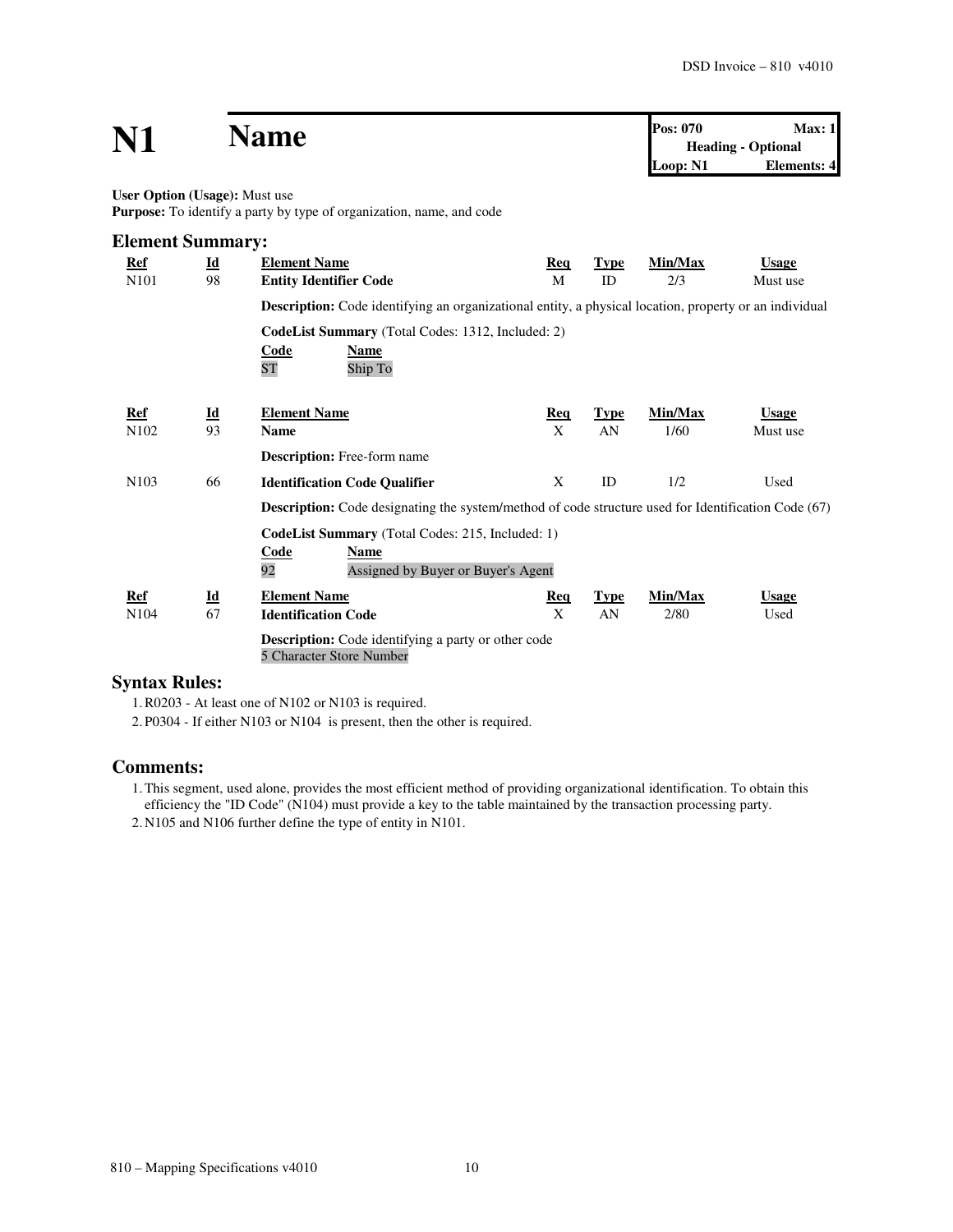# N1 Name

| Pos: 070 | Max: 1 |
|---|---|
| Heading - Optional | |
| Loop: N1 | Elements: 4 |

**User Option (Usage):** Must use
**Purpose:** To identify a party by type of organization, name, and code

## Element Summary:

| Ref | Id | Element Name | Req | Type | Min/Max | Usage |
|---|---|---|---|---|---|---|
| N101 | 98 | **Entity Identifier Code** | M | ID | 2/3 | Must use |

**Description:** Code identifying an organizational entity, a physical location, property or an individual

**CodeList Summary** (Total Codes: 1312, Included: 2)

| Code | Name |
|---|---|
| ST | Ship To |

| Ref | Id | Element Name | Req | Type | Min/Max | Usage |
|---|---|---|---|---|---|---|
| N102 | 93 | **Name** | X | AN | 1/60 | Must use |

**Description:** Free-form name

| Ref | Id | Element Name | Req | Type | Min/Max | Usage |
|---|---|---|---|---|---|---|
| N103 | 66 | **Identification Code Qualifier** | X | ID | 1/2 | Used |

**Description:** Code designating the system/method of code structure used for Identification Code (67)

**CodeList Summary** (Total Codes: 215, Included: 1)

| Code | Name |
|---|---|
| 92 | Assigned by Buyer or Buyer's Agent |

| Ref | Id | Element Name | Req | Type | Min/Max | Usage |
|---|---|---|---|---|---|---|
| N104 | 67 | **Identification Code** | X | AN | 2/80 | Used |

**Description:** Code identifying a party or other code
5 Character Store Number

## Syntax Rules:

1. R0203 - At least one of N102 or N103 is required.
2. P0304 - If either N103 or N104 is present, then the other is required.

## Comments:

1. This segment, used alone, provides the most efficient method of providing organizational identification. To obtain this efficiency the "ID Code" (N104) must provide a key to the table maintained by the transaction processing party.
2. N105 and N106 further define the type of entity in N101.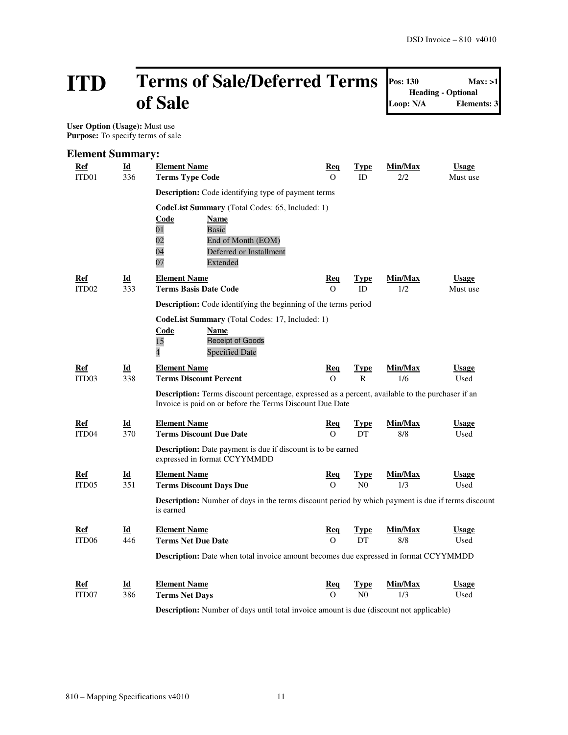# ITD Terms of Sale/Deferred Terms of Sale

| Pos: 130 | Max: >1 |
|---|---|
| Heading - Optional | |
| Loop: N/A | Elements: 3 |

**User Option (Usage):** Must use
**Purpose:** To specify terms of sale

## Element Summary:

| Ref | Id | Element Name | Req | Type | Min/Max | Usage |
|---|---|---|---|---|---|---|
| ITD01 | 336 | **Terms Type Code** | O | ID | 2/2 | Must use |

**Description:** Code identifying type of payment terms

**CodeList Summary** (Total Codes: 65, Included: 1)

| Code | Name |
|---|---|
| 01 | Basic |
| 02 | End of Month (EOM) |
| 04 | Deferred or Installment |
| 07 | Extended |

| Ref | Id | Element Name | Req | Type | Min/Max | Usage |
|---|---|---|---|---|---|---|
| ITD02 | 333 | **Terms Basis Date Code** | O | ID | 1/2 | Must use |

**Description:** Code identifying the beginning of the terms period

**CodeList Summary** (Total Codes: 17, Included: 1)

| Code | Name |
|---|---|
| 15 | Receipt of Goods |
| 4 | Specified Date |

| Ref | Id | Element Name | Req | Type | Min/Max | Usage |
|---|---|---|---|---|---|---|
| ITD03 | 338 | **Terms Discount Percent** | O | R | 1/6 | Used |

**Description:** Terms discount percentage, expressed as a percent, available to the purchaser if an Invoice is paid on or before the Terms Discount Due Date

| Ref | Id | Element Name | Req | Type | Min/Max | Usage |
|---|---|---|---|---|---|---|
| ITD04 | 370 | **Terms Discount Due Date** | O | DT | 8/8 | Used |

**Description:** Date payment is due if discount is to be earned expressed in format CCYYMMDD

| Ref | Id | Element Name | Req | Type | Min/Max | Usage |
|---|---|---|---|---|---|---|
| ITD05 | 351 | **Terms Discount Days Due** | O | N0 | 1/3 | Used |

**Description:** Number of days in the terms discount period by which payment is due if terms discount is earned

| Ref | Id | Element Name | Req | Type | Min/Max | Usage |
|---|---|---|---|---|---|---|
| ITD06 | 446 | **Terms Net Due Date** | O | DT | 8/8 | Used |

**Description:** Date when total invoice amount becomes due expressed in format CCYYMMDD

| Ref | Id | Element Name | Req | Type | Min/Max | Usage |
|---|---|---|---|---|---|---|
| ITD07 | 386 | **Terms Net Days** | O | N0 | 1/3 | Used |

**Description:** Number of days until total invoice amount is due (discount not applicable)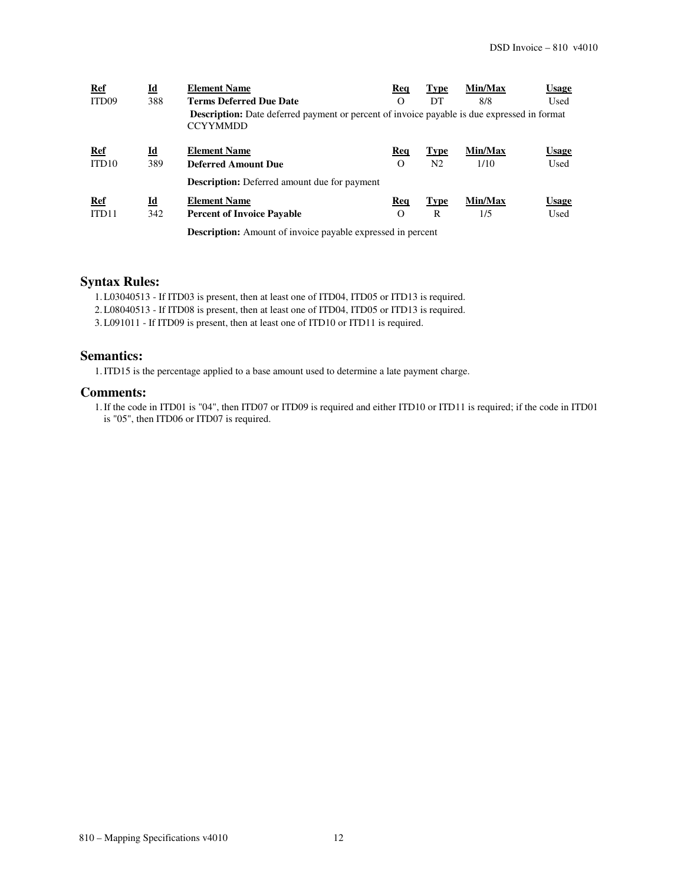| Ref | Id | Element Name | Req | Type | Min/Max | Usage |
|---|---|---|---|---|---|---|
| ITD09 | 388 | **Terms Deferred Due Date** | O | DT | 8/8 | Used |

**Description:** Date deferred payment or percent of invoice payable is due expressed in format CCYYMMDD

| Ref | Id | Element Name | Req | Type | Min/Max | Usage |
|---|---|---|---|---|---|---|
| ITD10 | 389 | **Deferred Amount Due** | O | N2 | 1/10 | Used |

**Description:** Deferred amount due for payment

| Ref | Id | Element Name | Req | Type | Min/Max | Usage |
|---|---|---|---|---|---|---|
| ITD11 | 342 | **Percent of Invoice Payable** | O | R | 1/5 | Used |

**Description:** Amount of invoice payable expressed in percent

## Syntax Rules:

1. L03040513 - If ITD03 is present, then at least one of ITD04, ITD05 or ITD13 is required.
2. L08040513 - If ITD08 is present, then at least one of ITD04, ITD05 or ITD13 is required.
3. L091011 - If ITD09 is present, then at least one of ITD10 or ITD11 is required.

## Semantics:

1. ITD15 is the percentage applied to a base amount used to determine a late payment charge.

## Comments:

1. If the code in ITD01 is "04", then ITD07 or ITD09 is required and either ITD10 or ITD11 is required; if the code in ITD01 is "05", then ITD06 or ITD07 is required.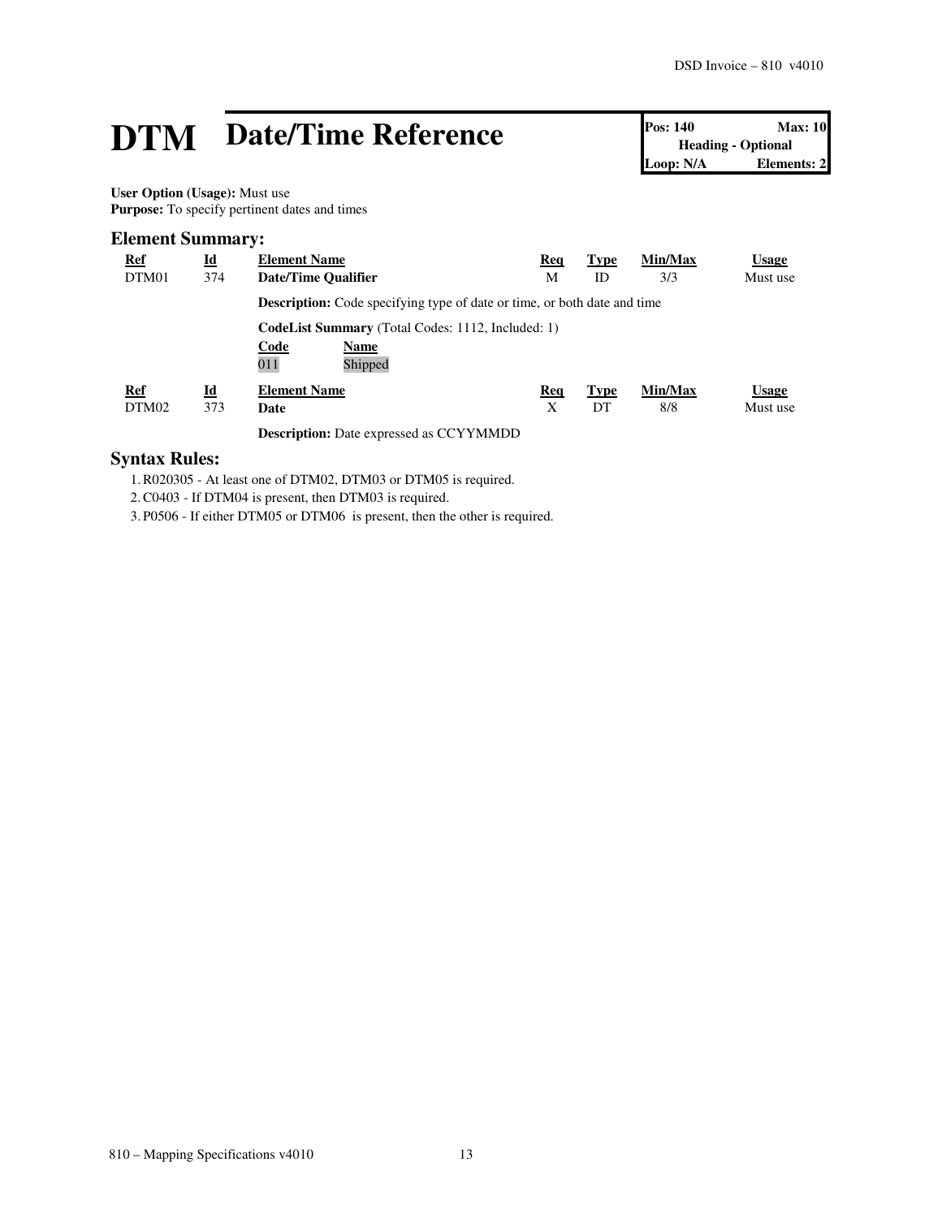# DTM Date/Time Reference

**Pos: 140** **Max: 10**
**Heading - Optional**
**Loop: N/A** **Elements: 2**

**User Option (Usage):** Must use
**Purpose:** To specify pertinent dates and times

## Element Summary:

| Ref | Id | Element Name | Req | Type | Min/Max | Usage |
|---|---|---|---|---|---|---|
| DTM01 | 374 | **Date/Time Qualifier** | M | ID | 3/3 | Must use |

**Description:** Code specifying type of date or time, or both date and time

**CodeList Summary** (Total Codes: 1112, Included: 1)

| Code | Name |
|---|---|
| 011 | Shipped |

| Ref | Id | Element Name | Req | Type | Min/Max | Usage |
|---|---|---|---|---|---|---|
| DTM02 | 373 | **Date** | X | DT | 8/8 | Must use |

**Description:** Date expressed as CCYYMMDD

## Syntax Rules:

1. R020305 - At least one of DTM02, DTM03 or DTM05 is required.
2. C0403 - If DTM04 is present, then DTM03 is required.
3. P0506 - If either DTM05 or DTM06 is present, then the other is required.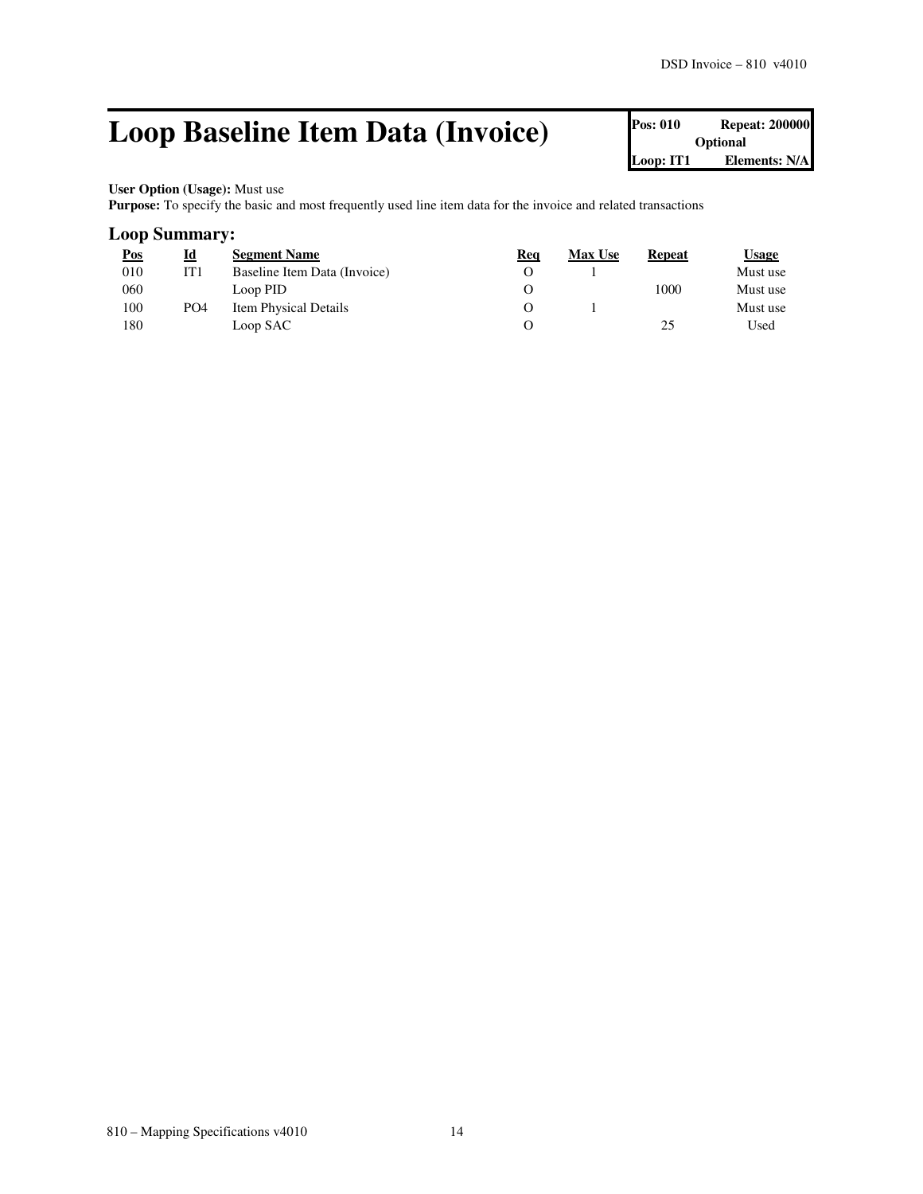# Loop Baseline Item Data (Invoice)

| Pos: 010 | Repeat: 200000 |
|---|---|
| Optional | |
| Loop: IT1 | Elements: N/A |

**User Option (Usage):** Must use
**Purpose:** To specify the basic and most frequently used line item data for the invoice and related transactions

## Loop Summary:

| Pos | Id | Segment Name | Req | Max Use | Repeat | Usage |
|---|---|---|---|---|---|---|
| 010 | IT1 | Baseline Item Data (Invoice) | O | 1 | | Must use |
| 060 | | Loop PID | O | | 1000 | Must use |
| 100 | PO4 | Item Physical Details | O | 1 | | Must use |
| 180 | | Loop SAC | O | | 25 | Used |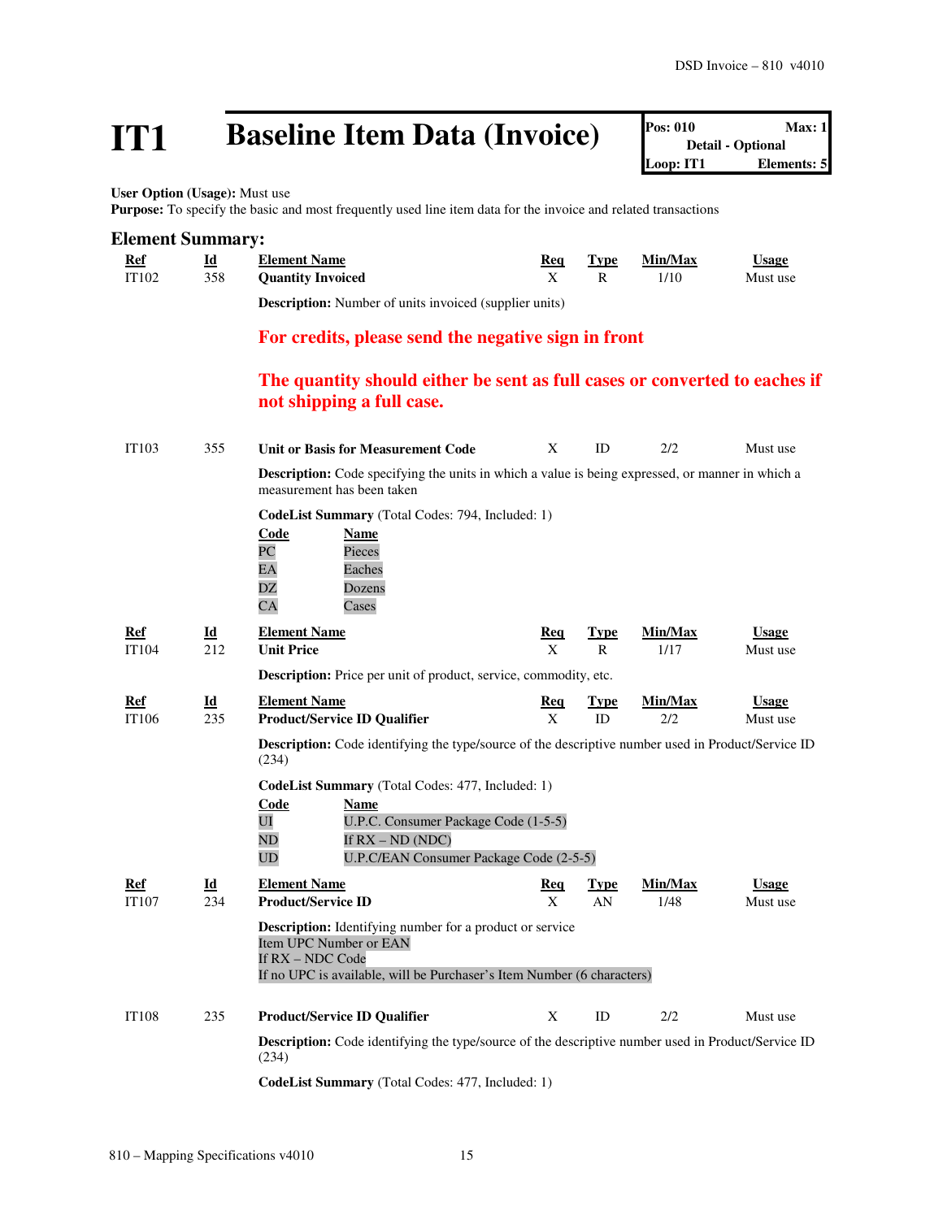# IT1 Baseline Item Data (Invoice)

| Pos: 010 | Max: 1 |
|---|---|
| Detail - Optional | |
| Loop: IT1 | Elements: 5 |

**User Option (Usage):** Must use
**Purpose:** To specify the basic and most frequently used line item data for the invoice and related transactions

## Element Summary:

| Ref | Id | Element Name | Req | Type | Min/Max | Usage |
|---|---|---|---|---|---|---|
| IT102 | 358 | **Quantity Invoiced** | X | R | 1/10 | Must use |

**Description:** Number of units invoiced (supplier units)

**For credits, please send the negative sign in front**

**The quantity should either be sent as full cases or converted to eaches if not shipping a full case.**

| Ref | Id | Element Name | Req | Type | Min/Max | Usage |
|---|---|---|---|---|---|---|
| IT103 | 355 | **Unit or Basis for Measurement Code** | X | ID | 2/2 | Must use |

**Description:** Code specifying the units in which a value is being expressed, or manner in which a measurement has been taken

**CodeList Summary** (Total Codes: 794, Included: 1)

| Code | Name |
|---|---|
| PC | Pieces |
| EA | Eaches |
| DZ | Dozens |
| CA | Cases |

| Ref | Id | Element Name | Req | Type | Min/Max | Usage |
|---|---|---|---|---|---|---|
| IT104 | 212 | **Unit Price** | X | R | 1/17 | Must use |

**Description:** Price per unit of product, service, commodity, etc.

| Ref | Id | Element Name | Req | Type | Min/Max | Usage |
|---|---|---|---|---|---|---|
| IT106 | 235 | **Product/Service ID Qualifier** | X | ID | 2/2 | Must use |

**Description:** Code identifying the type/source of the descriptive number used in Product/Service ID (234)

**CodeList Summary** (Total Codes: 477, Included: 1)

| Code | Name |
|---|---|
| UI | U.P.C. Consumer Package Code (1-5-5) |
| ND | If RX – ND (NDC) |
| UD | U.P.C/EAN Consumer Package Code (2-5-5) |

| Ref | Id | Element Name | Req | Type | Min/Max | Usage |
|---|---|---|---|---|---|---|
| IT107 | 234 | **Product/Service ID** | X | AN | 1/48 | Must use |

**Description:** Identifying number for a product or service
Item UPC Number or EAN
If RX – NDC Code
If no UPC is available, will be Purchaser's Item Number (6 characters)

| Ref | Id | Element Name | Req | Type | Min/Max | Usage |
|---|---|---|---|---|---|---|
| IT108 | 235 | **Product/Service ID Qualifier** | X | ID | 2/2 | Must use |

**Description:** Code identifying the type/source of the descriptive number used in Product/Service ID (234)

**CodeList Summary** (Total Codes: 477, Included: 1)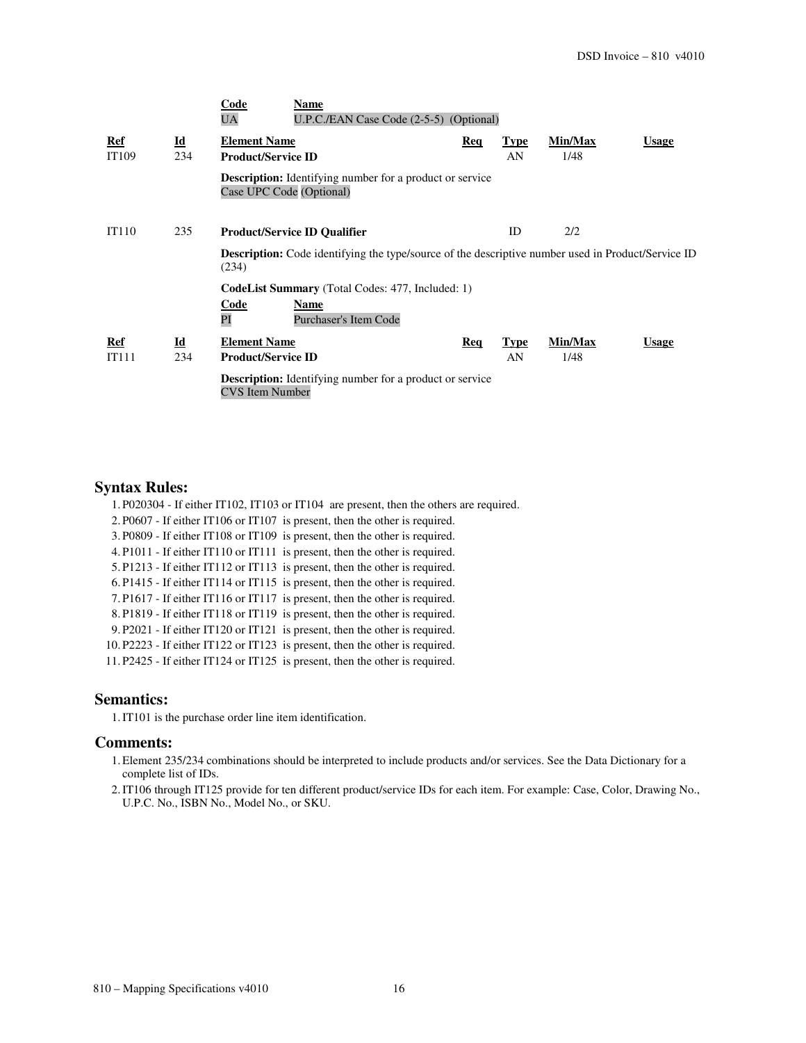| Code | Name |
| --- | --- |
| UA | U.P.C./EAN Case Code (2-5-5) (Optional) |

| Ref | Id | Element Name | Req | Type | Min/Max | Usage |
| --- | --- | --- | --- | --- | --- | --- |
| IT109 | 234 | **Product/Service ID** | | AN | 1/48 | |

**Description:** Identifying number for a product or service
Case UPC Code (Optional)

| Ref | Id | Element Name | Req | Type | Min/Max | Usage |
| --- | --- | --- | --- | --- | --- | --- |
| IT110 | 235 | **Product/Service ID Qualifier** | | ID | 2/2 | |

**Description:** Code identifying the type/source of the descriptive number used in Product/Service ID (234)

**CodeList Summary** (Total Codes: 477, Included: 1)

| Code | Name |
| --- | --- |
| PI | Purchaser's Item Code |

| Ref | Id | Element Name | Req | Type | Min/Max | Usage |
| --- | --- | --- | --- | --- | --- | --- |
| IT111 | 234 | **Product/Service ID** | | AN | 1/48 | |

**Description:** Identifying number for a product or service
CVS Item Number

## Syntax Rules:

1. P020304 - If either IT102, IT103 or IT104 are present, then the others are required.
2. P0607 - If either IT106 or IT107 is present, then the other is required.
3. P0809 - If either IT108 or IT109 is present, then the other is required.
4. P1011 - If either IT110 or IT111 is present, then the other is required.
5. P1213 - If either IT112 or IT113 is present, then the other is required.
6. P1415 - If either IT114 or IT115 is present, then the other is required.
7. P1617 - If either IT116 or IT117 is present, then the other is required.
8. P1819 - If either IT118 or IT119 is present, then the other is required.
9. P2021 - If either IT120 or IT121 is present, then the other is required.
10. P2223 - If either IT122 or IT123 is present, then the other is required.
11. P2425 - If either IT124 or IT125 is present, then the other is required.

## Semantics:

1. IT101 is the purchase order line item identification.

## Comments:

1. Element 235/234 combinations should be interpreted to include products and/or services. See the Data Dictionary for a complete list of IDs.
2. IT106 through IT125 provide for ten different product/service IDs for each item. For example: Case, Color, Drawing No., U.P.C. No., ISBN No., Model No., or SKU.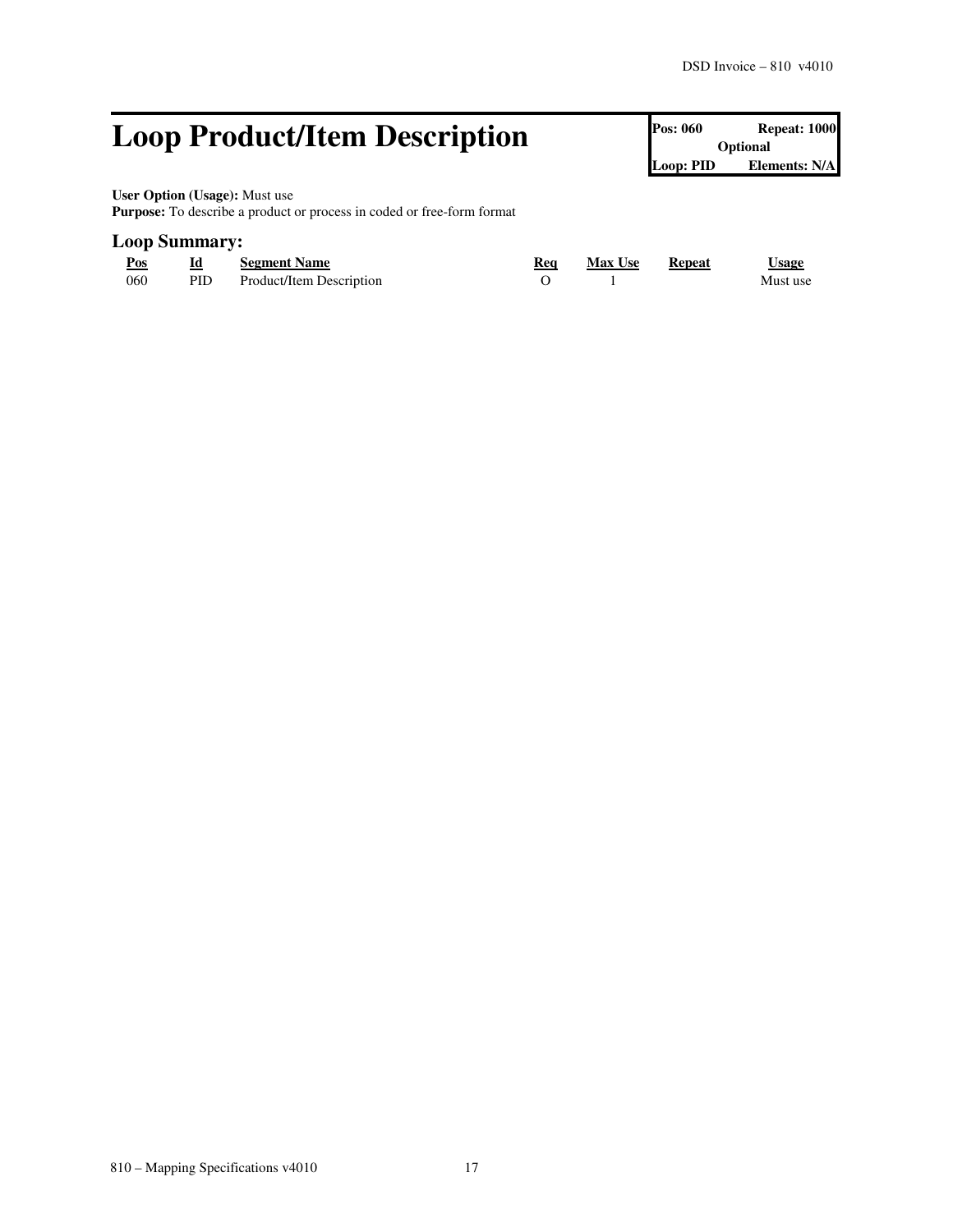# Loop Product/Item Description

| Pos: 060 | Repeat: 1000 |
| --- | --- |
| Optional | |
| Loop: PID | Elements: N/A |

**User Option (Usage):** Must use
**Purpose:** To describe a product or process in coded or free-form format

## Loop Summary:

| Pos | Id | Segment Name | Req | Max Use | Repeat | Usage |
| --- | --- | --- | --- | --- | --- | --- |
| 060 | PID | Product/Item Description | O | 1 | | Must use |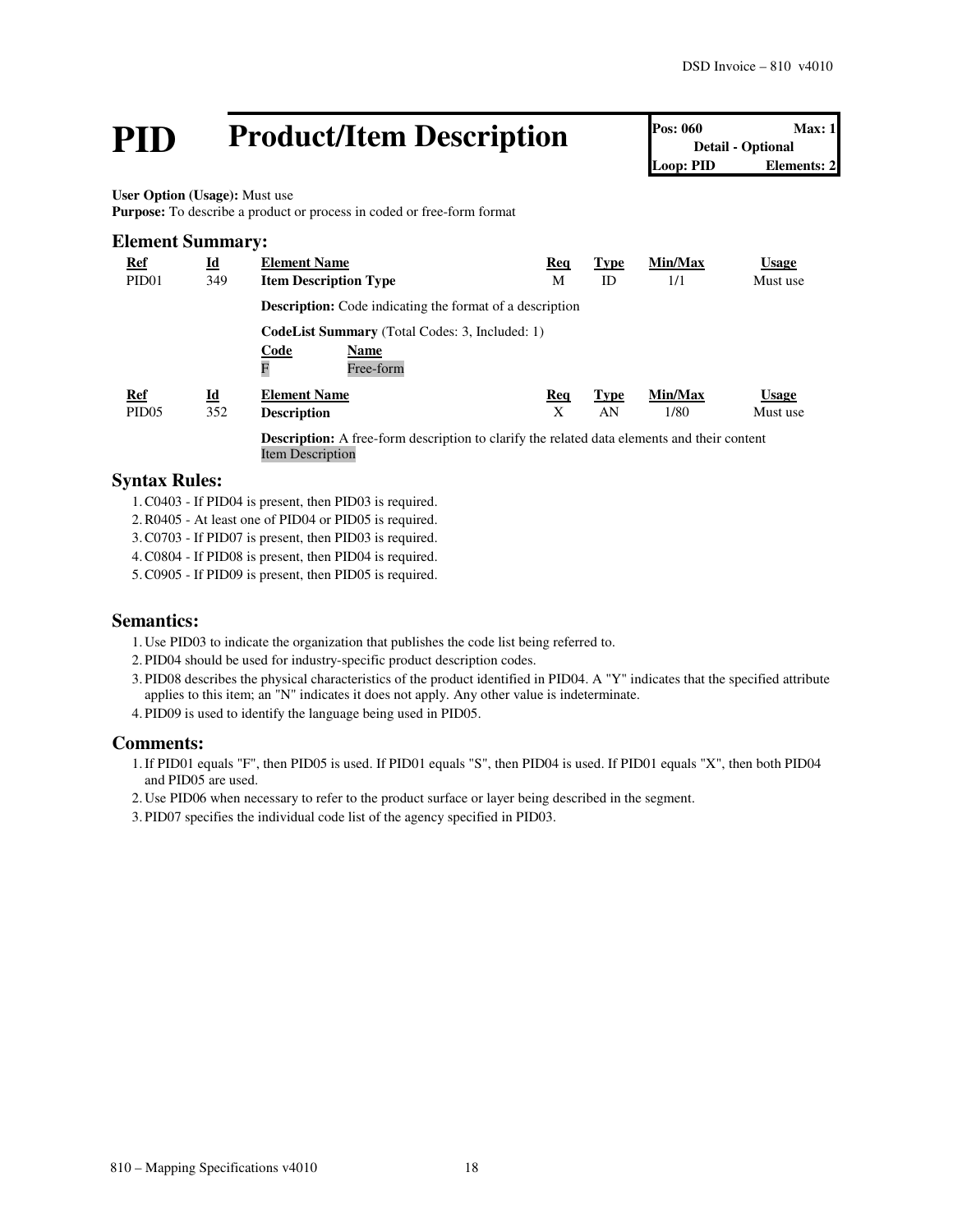# PID Product/Item Description

| Pos: 060 | Max: 1 |
|---|---|
| Detail - Optional | |
| Loop: PID | Elements: 2 |

**User Option (Usage):** Must use
**Purpose:** To describe a product or process in coded or free-form format

## Element Summary:

| Ref | Id | Element Name | Req | Type | Min/Max | Usage |
|---|---|---|---|---|---|---|
| PID01 | 349 | **Item Description Type** | M | ID | 1/1 | Must use |

**Description:** Code indicating the format of a description

**CodeList Summary** (Total Codes: 3, Included: 1)

| Code | Name |
|---|---|
| F | Free-form |

| Ref | Id | Element Name | Req | Type | Min/Max | Usage |
|---|---|---|---|---|---|---|
| PID05 | 352 | **Description** | X | AN | 1/80 | Must use |

**Description:** A free-form description to clarify the related data elements and their content
Item Description

## Syntax Rules:

1. C0403 - If PID04 is present, then PID03 is required.
2. R0405 - At least one of PID04 or PID05 is required.
3. C0703 - If PID07 is present, then PID03 is required.
4. C0804 - If PID08 is present, then PID04 is required.
5. C0905 - If PID09 is present, then PID05 is required.

## Semantics:

1. Use PID03 to indicate the organization that publishes the code list being referred to.
2. PID04 should be used for industry-specific product description codes.
3. PID08 describes the physical characteristics of the product identified in PID04. A "Y" indicates that the specified attribute applies to this item; an "N" indicates it does not apply. Any other value is indeterminate.
4. PID09 is used to identify the language being used in PID05.

## Comments:

1. If PID01 equals "F", then PID05 is used. If PID01 equals "S", then PID04 is used. If PID01 equals "X", then both PID04 and PID05 are used.
2. Use PID06 when necessary to refer to the product surface or layer being described in the segment.
3. PID07 specifies the individual code list of the agency specified in PID03.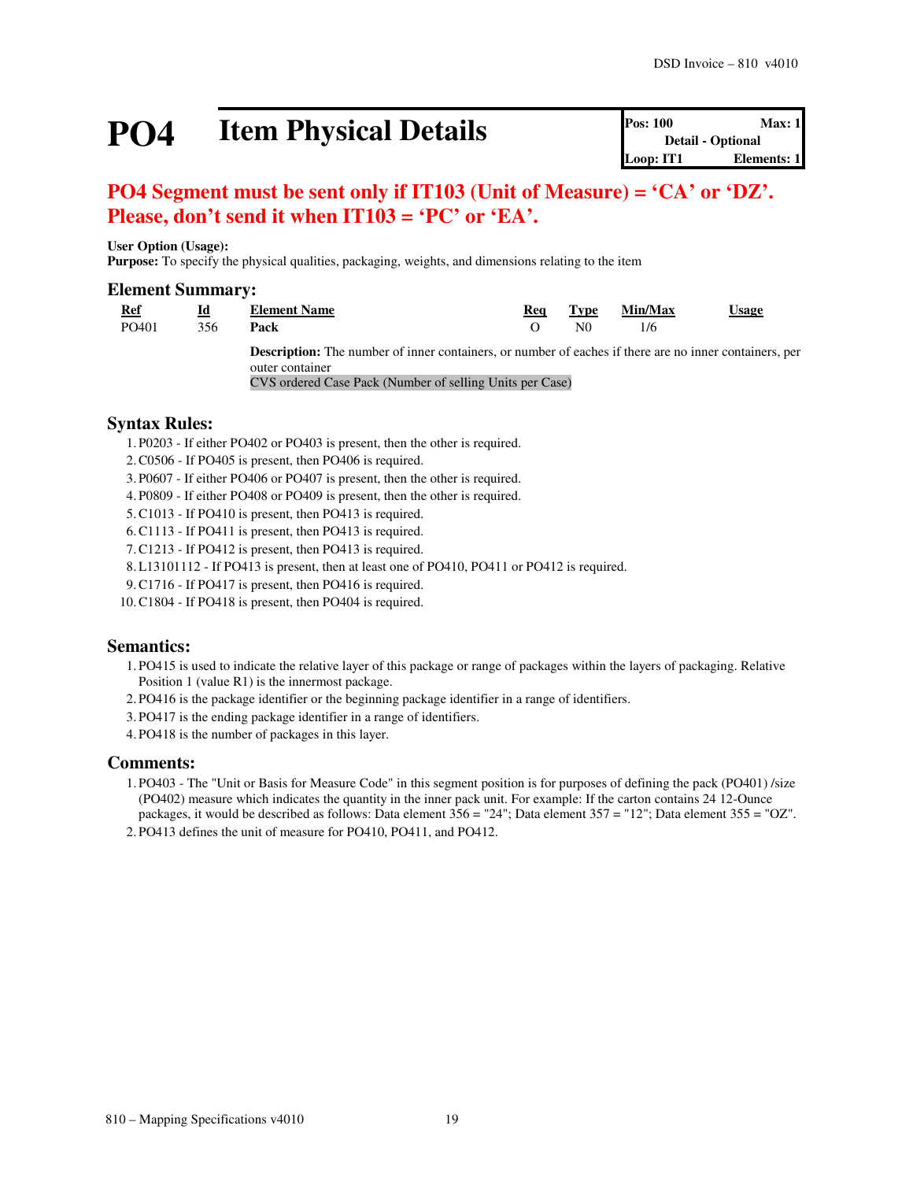# PO4 Item Physical Details

| Pos: 100 | Max: 1 |
|---|---|
| Detail - Optional | |
| Loop: IT1 | Elements: 1 |

## PO4 Segment must be sent only if IT103 (Unit of Measure) = 'CA' or 'DZ'. Please, don't send it when IT103 = 'PC' or 'EA'.

**User Option (Usage):**
**Purpose:** To specify the physical qualities, packaging, weights, and dimensions relating to the item

### Element Summary:

| Ref | Id | Element Name | Req | Type | Min/Max | Usage |
|---|---|---|---|---|---|---|
| PO401 | 356 | **Pack** | O | N0 | 1/6 | |
| | | **Description:** The number of inner containers, or number of eaches if there are no inner containers, per outer container<br>CVS ordered Case Pack (Number of selling Units per Case) | | | | |

### Syntax Rules:

1. P0203 - If either PO402 or PO403 is present, then the other is required.
2. C0506 - If PO405 is present, then PO406 is required.
3. P0607 - If either PO406 or PO407 is present, then the other is required.
4. P0809 - If either PO408 or PO409 is present, then the other is required.
5. C1013 - If PO410 is present, then PO413 is required.
6. C1113 - If PO411 is present, then PO413 is required.
7. C1213 - If PO412 is present, then PO413 is required.
8. L13101112 - If PO413 is present, then at least one of PO410, PO411 or PO412 is required.
9. C1716 - If PO417 is present, then PO416 is required.
10. C1804 - If PO418 is present, then PO404 is required.

### Semantics:

1. PO415 is used to indicate the relative layer of this package or range of packages within the layers of packaging. Relative Position 1 (value R1) is the innermost package.
2. PO416 is the package identifier or the beginning package identifier in a range of identifiers.
3. PO417 is the ending package identifier in a range of identifiers.
4. PO418 is the number of packages in this layer.

### Comments:

1. PO403 - The "Unit or Basis for Measure Code" in this segment position is for purposes of defining the pack (PO401) /size (PO402) measure which indicates the quantity in the inner pack unit. For example: If the carton contains 24 12-Ounce packages, it would be described as follows: Data element 356 = "24"; Data element 357 = "12"; Data element 355 = "OZ".
2. PO413 defines the unit of measure for PO410, PO411, and PO412.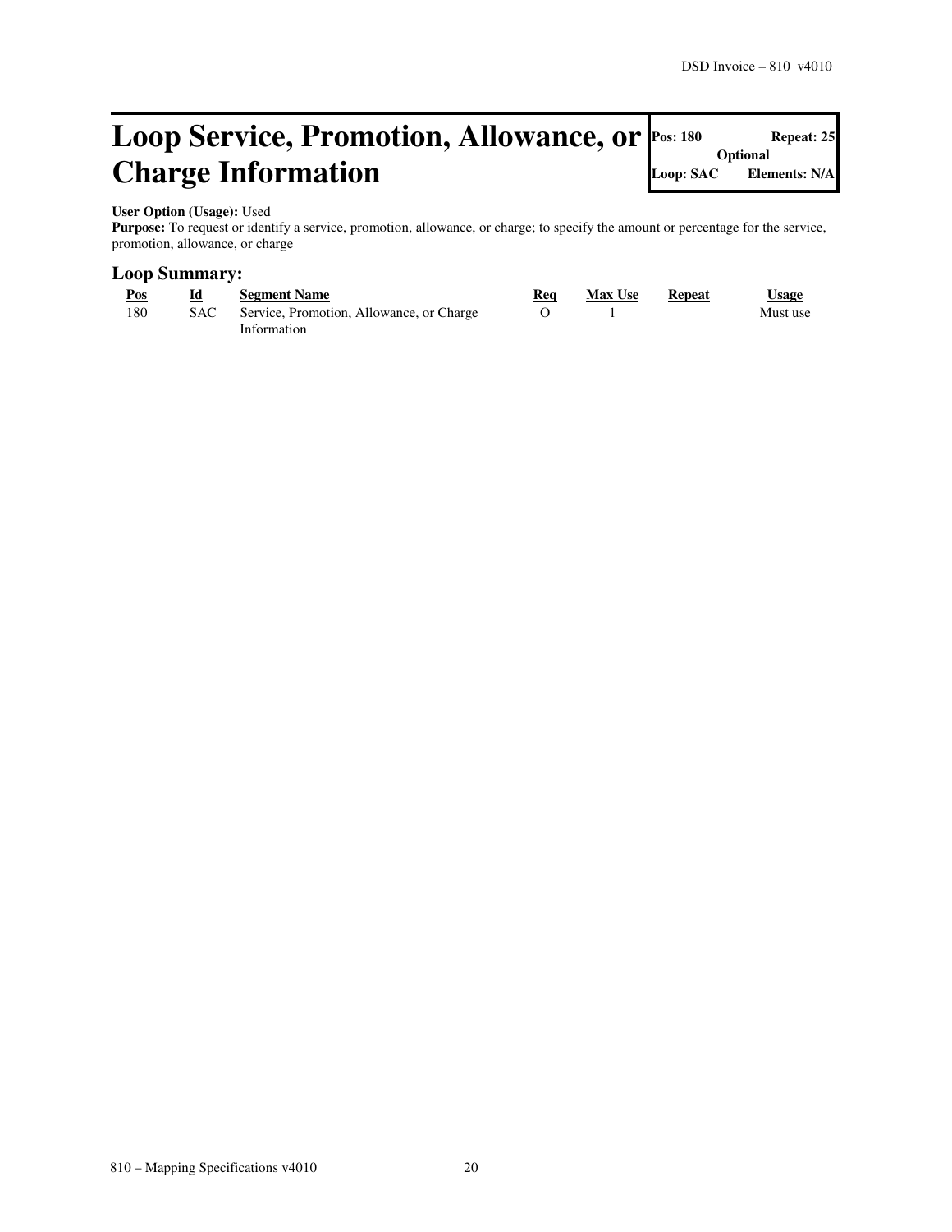# Loop Service, Promotion, Allowance, or Charge Information

| Pos: 180 | Repeat: 25 |
|---|---|
| Optional | |
| Loop: SAC | Elements: N/A |

**User Option (Usage):** Used
**Purpose:** To request or identify a service, promotion, allowance, or charge; to specify the amount or percentage for the service, promotion, allowance, or charge

## Loop Summary:

| Pos | Id | Segment Name | Req | Max Use | Repeat | Usage |
|---|---|---|---|---|---|---|
| 180 | SAC | Service, Promotion, Allowance, or Charge Information | O | 1 | | Must use |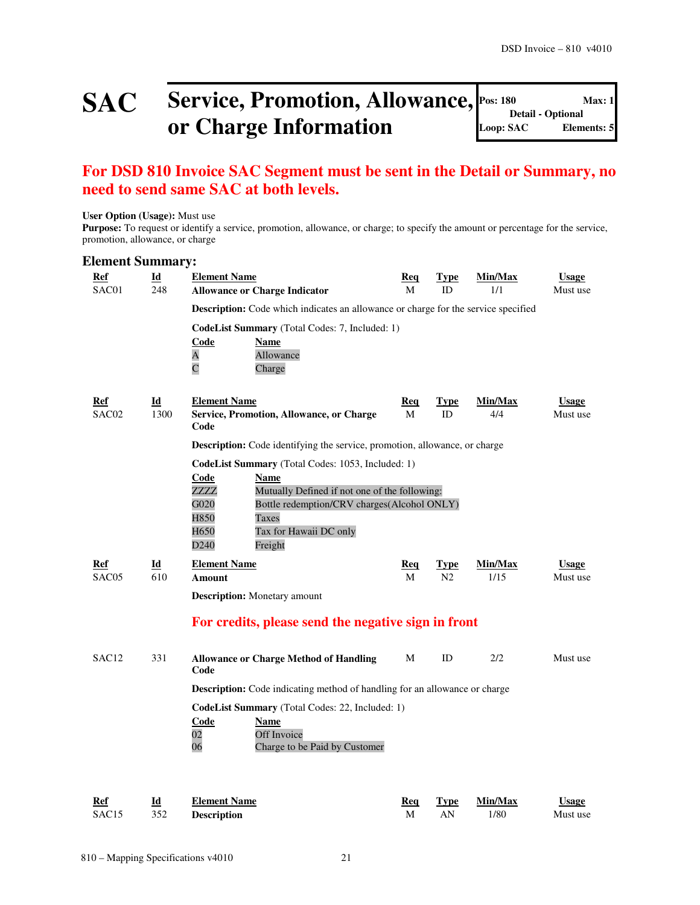# SAC Service, Promotion, Allowance, or Charge Information

| Pos: 180 | Max: 1 |
|---|---|
| Detail - Optional | |
| Loop: SAC | Elements: 5 |

## For DSD 810 Invoice SAC Segment must be sent in the Detail or Summary, no need to send same SAC at both levels.

**User Option (Usage):** Must use
**Purpose:** To request or identify a service, promotion, allowance, or charge; to specify the amount or percentage for the service, promotion, allowance, or charge

### Element Summary:

| Ref | Id | Element Name | Req | Type | Min/Max | Usage |
|---|---|---|---|---|---|---|
| SAC01 | 248 | **Allowance or Charge Indicator** | M | ID | 1/1 | Must use |

**Description:** Code which indicates an allowance or charge for the service specified

**CodeList Summary** (Total Codes: 7, Included: 1)

| Code | Name |
|---|---|
| A | Allowance |
| C | Charge |

| Ref | Id | Element Name | Req | Type | Min/Max | Usage |
|---|---|---|---|---|---|---|
| SAC02 | 1300 | **Service, Promotion, Allowance, or Charge Code** | M | ID | 4/4 | Must use |

**Description:** Code identifying the service, promotion, allowance, or charge

**CodeList Summary** (Total Codes: 1053, Included: 1)

| Code | Name |
|---|---|
| ZZZZ | Mutually Defined if not one of the following: |
| G020 | Bottle redemption/CRV charges(Alcohol ONLY) |
| H850 | Taxes |
| H650 | Tax for Hawaii DC only |
| D240 | Freight |

| Ref | Id | Element Name | Req | Type | Min/Max | Usage |
|---|---|---|---|---|---|---|
| SAC05 | 610 | **Amount** | M | N2 | 1/15 | Must use |

**Description:** Monetary amount

**For credits, please send the negative sign in front**

| Ref | Id | Element Name | Req | Type | Min/Max | Usage |
|---|---|---|---|---|---|---|
| SAC12 | 331 | **Allowance or Charge Method of Handling Code** | M | ID | 2/2 | Must use |

**Description:** Code indicating method of handling for an allowance or charge

**CodeList Summary** (Total Codes: 22, Included: 1)

| Code | Name |
|---|---|
| 02 | Off Invoice |
| 06 | Charge to be Paid by Customer |

| Ref | Id | Element Name | Req | Type | Min/Max | Usage |
|---|---|---|---|---|---|---|
| SAC15 | 352 | **Description** | M | AN | 1/80 | Must use |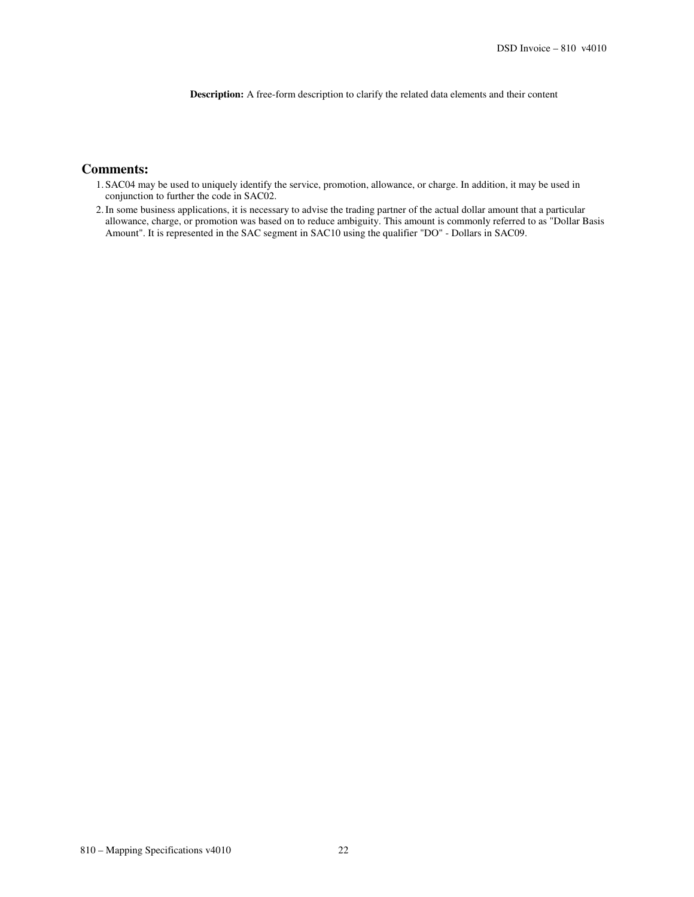**Description:** A free-form description to clarify the related data elements and their content

## Comments:

1. SAC04 may be used to uniquely identify the service, promotion, allowance, or charge. In addition, it may be used in conjunction to further the code in SAC02.
2. In some business applications, it is necessary to advise the trading partner of the actual dollar amount that a particular allowance, charge, or promotion was based on to reduce ambiguity. This amount is commonly referred to as "Dollar Basis Amount". It is represented in the SAC segment in SAC10 using the qualifier "DO" - Dollars in SAC09.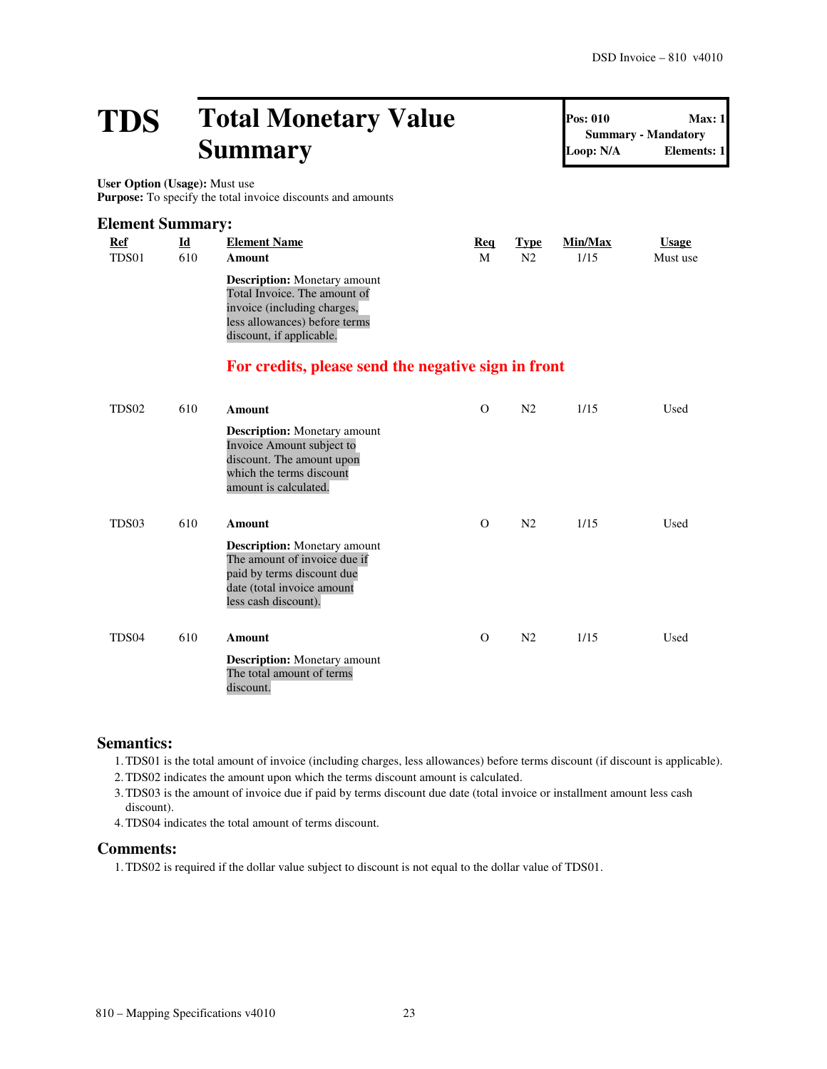# TDS Total Monetary Value Summary

| Pos: 010 | Max: 1 |
|---|---|
| Summary - Mandatory | |
| Loop: N/A | Elements: 1 |

**User Option (Usage):** Must use
**Purpose:** To specify the total invoice discounts and amounts

## Element Summary:

| Ref | Id | Element Name | Req | Type | Min/Max | Usage |
|---|---|---|---|---|---|---|
| TDS01 | 610 | **Amount**<br>**Description:** Monetary amount<br>Total Invoice. The amount of invoice (including charges, less allowances) before terms discount, if applicable.<br>**For credits, please send the negative sign in front** | M | N2 | 1/15 | Must use |
| TDS02 | 610 | **Amount**<br>**Description:** Monetary amount<br>Invoice Amount subject to discount. The amount upon which the terms discount amount is calculated. | O | N2 | 1/15 | Used |
| TDS03 | 610 | **Amount**<br>**Description:** Monetary amount<br>The amount of invoice due if paid by terms discount due date (total invoice amount less cash discount). | O | N2 | 1/15 | Used |
| TDS04 | 610 | **Amount**<br>**Description:** Monetary amount<br>The total amount of terms discount. | O | N2 | 1/15 | Used |

## Semantics:

1. TDS01 is the total amount of invoice (including charges, less allowances) before terms discount (if discount is applicable).
2. TDS02 indicates the amount upon which the terms discount amount is calculated.
3. TDS03 is the amount of invoice due if paid by terms discount due date (total invoice or installment amount less cash discount).
4. TDS04 indicates the total amount of terms discount.

## Comments:

1. TDS02 is required if the dollar value subject to discount is not equal to the dollar value of TDS01.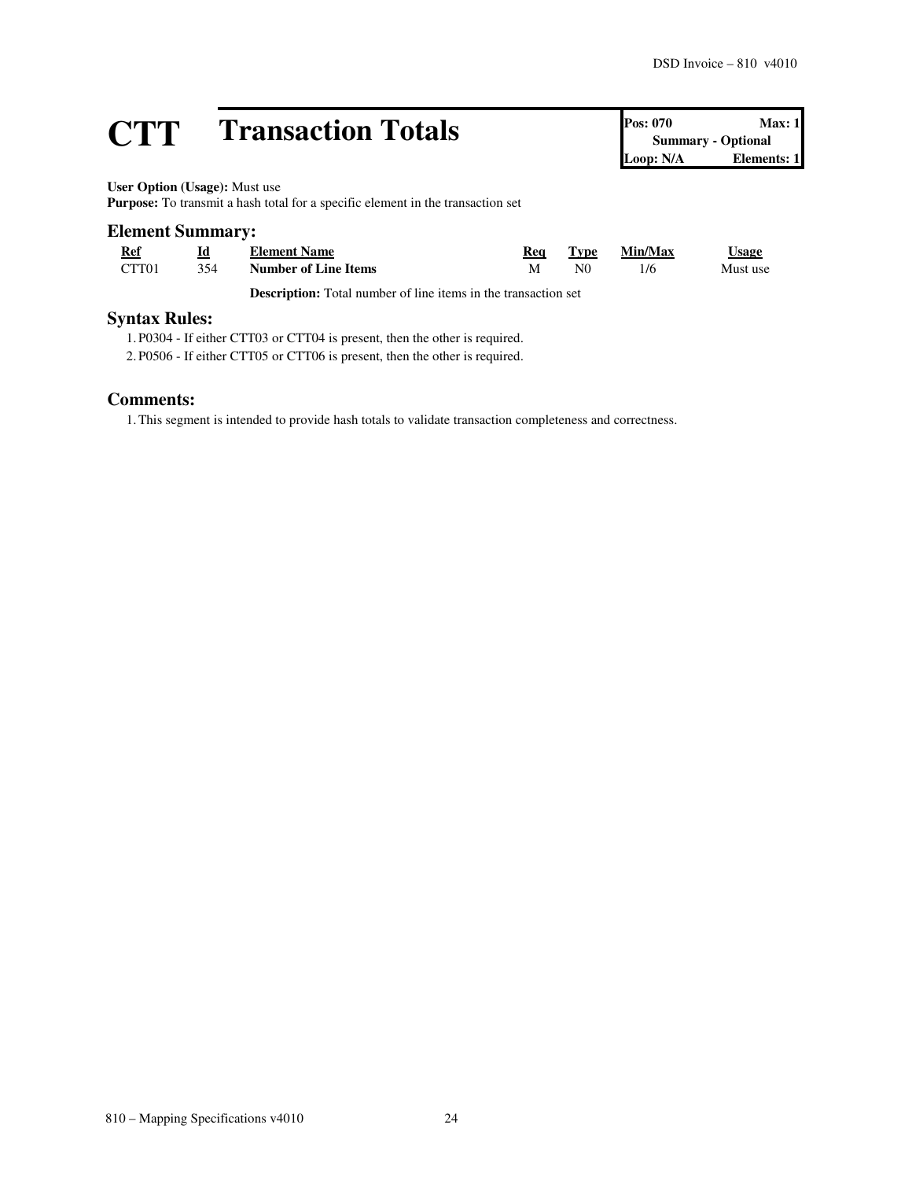# CTT Transaction Totals

| Pos: 070 | Max: 1 |
|---|---|
| Summary - Optional | |
| Loop: N/A | Elements: 1 |

**User Option (Usage):** Must use
**Purpose:** To transmit a hash total for a specific element in the transaction set

## Element Summary:

| Ref | Id | Element Name | Req | Type | Min/Max | Usage |
|---|---|---|---|---|---|---|
| CTT01 | 354 | **Number of Line Items** | M | N0 | 1/6 | Must use |
| | | **Description:** Total number of line items in the transaction set | | | | |

## Syntax Rules:

1. P0304 - If either CTT03 or CTT04 is present, then the other is required.
2. P0506 - If either CTT05 or CTT06 is present, then the other is required.

## Comments:

1. This segment is intended to provide hash totals to validate transaction completeness and correctness.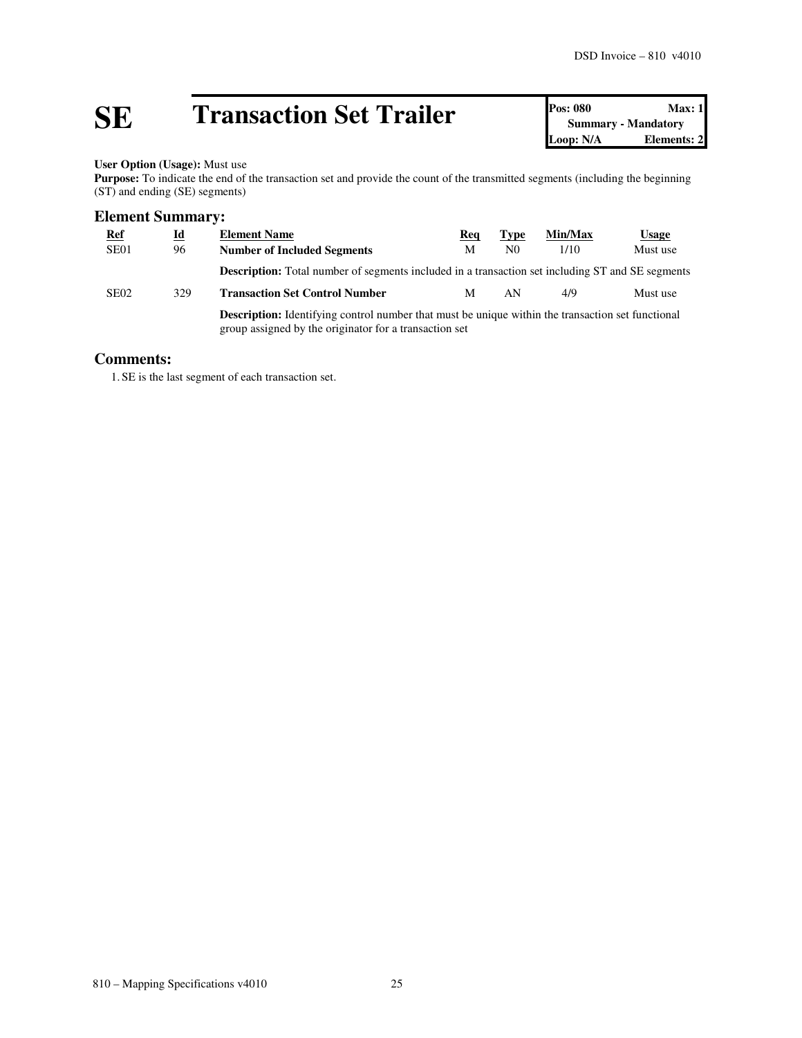# SE Transaction Set Trailer

| Pos: 080 | Max: 1 |
|---|---|
| Summary - Mandatory | |
| Loop: N/A | Elements: 2 |

**User Option (Usage):** Must use
**Purpose:** To indicate the end of the transaction set and provide the count of the transmitted segments (including the beginning (ST) and ending (SE) segments)

## Element Summary:

| Ref | Id | Element Name | Req | Type | Min/Max | Usage |
|---|---|---|---|---|---|---|
| SE01 | 96 | **Number of Included Segments** | M | N0 | 1/10 | Must use |
| | | **Description:** Total number of segments included in a transaction set including ST and SE segments | | | | |
| SE02 | 329 | **Transaction Set Control Number** | M | AN | 4/9 | Must use |
| | | **Description:** Identifying control number that must be unique within the transaction set functional group assigned by the originator for a transaction set | | | | |

## Comments:

1. SE is the last segment of each transaction set.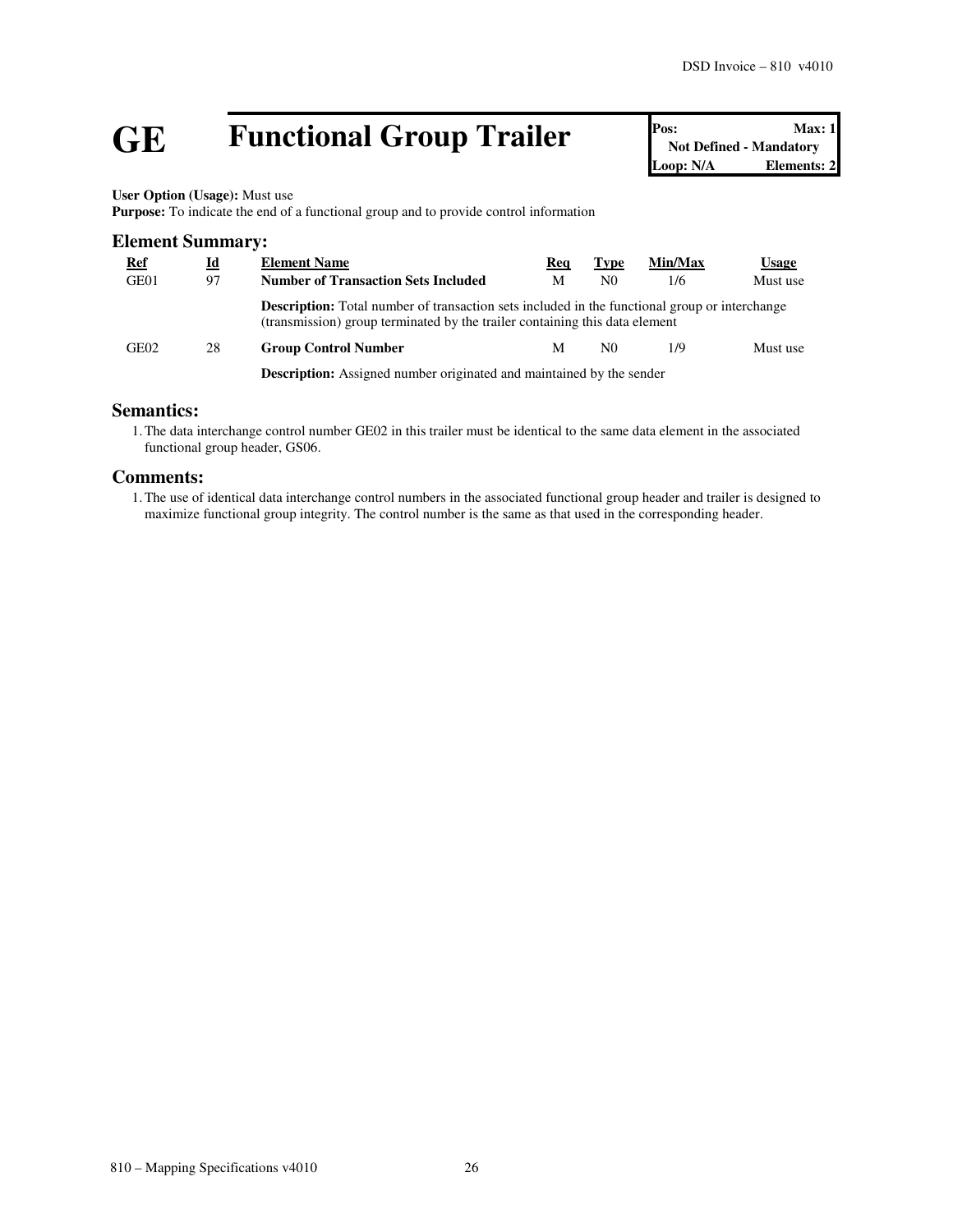# GE Functional Group Trailer

| Pos: | Max: 1 |
|---|---|
| Not Defined - Mandatory | |
| Loop: N/A | Elements: 2 |

**User Option (Usage):** Must use
**Purpose:** To indicate the end of a functional group and to provide control information

## Element Summary:

| Ref | Id | Element Name | Req | Type | Min/Max | Usage |
|---|---|---|---|---|---|---|
| GE01 | 97 | **Number of Transaction Sets Included** | M | N0 | 1/6 | Must use |
| | | **Description:** Total number of transaction sets included in the functional group or interchange (transmission) group terminated by the trailer containing this data element | | | | |
| GE02 | 28 | **Group Control Number** | M | N0 | 1/9 | Must use |
| | | **Description:** Assigned number originated and maintained by the sender | | | | |

## Semantics:

1. The data interchange control number GE02 in this trailer must be identical to the same data element in the associated functional group header, GS06.

## Comments:

1. The use of identical data interchange control numbers in the associated functional group header and trailer is designed to maximize functional group integrity. The control number is the same as that used in the corresponding header.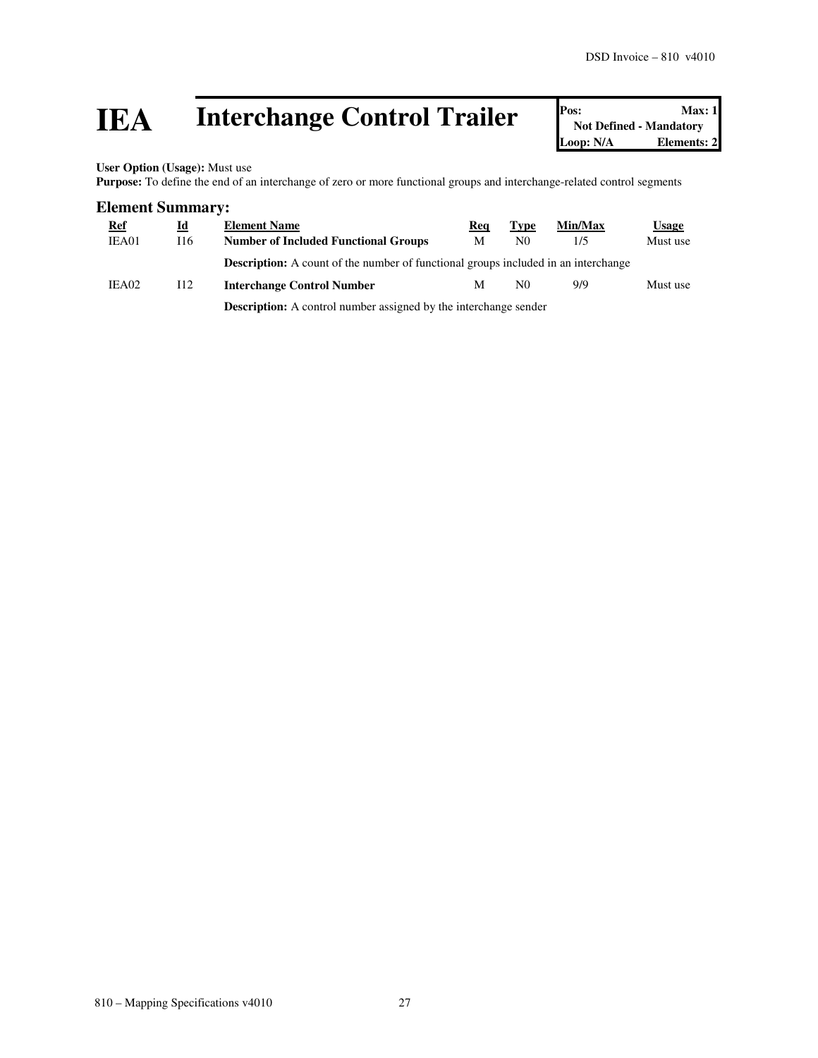# IEA Interchange Control Trailer

| Pos: | Max: 1 |
| --- | --- |
| Not Defined - Mandatory | |
| Loop: N/A | Elements: 2 |

**User Option (Usage):** Must use
**Purpose:** To define the end of an interchange of zero or more functional groups and interchange-related control segments

## Element Summary:

| Ref | Id | Element Name | Req | Type | Min/Max | Usage |
| --- | --- | --- | --- | --- | --- | --- |
| IEA01 | I16 | **Number of Included Functional Groups** | M | N0 | 1/5 | Must use |
| | | **Description:** A count of the number of functional groups included in an interchange | | | | |
| IEA02 | I12 | **Interchange Control Number** | M | N0 | 9/9 | Must use |
| | | **Description:** A control number assigned by the interchange sender | | | | |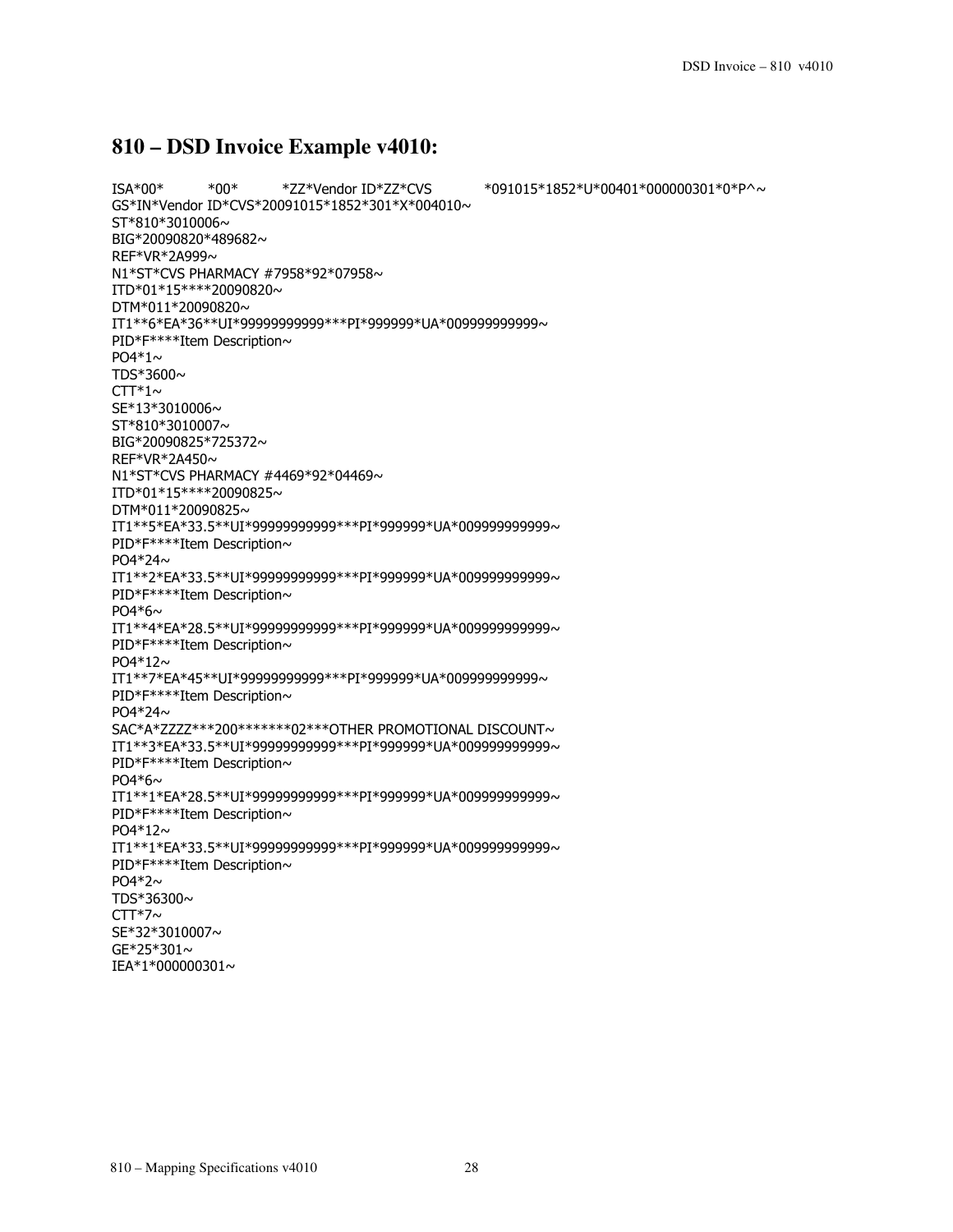# 810 – DSD Invoice Example v4010:

```
ISA*00*          *00*          *ZZ*Vendor ID*ZZ*CVS          *091015*1852*U*00401*000000301*0*P^~
GS*IN*Vendor ID*CVS*20091015*1852*301*X*004010~
ST*810*3010006~
BIG*20090820*489682~
REF*VR*2A999~
N1*ST*CVS PHARMACY #7958*92*07958~
ITD*01*15****20090820~
DTM*011*20090820~
IT1**6*EA*36**UI*99999999999***PI*999999*UA*009999999999~
PID*F****Item Description~
PO4*1~
TDS*3600~
CTT*1~
SE*13*3010006~
ST*810*3010007~
BIG*20090825*725372~
REF*VR*2A450~
N1*ST*CVS PHARMACY #4469*92*04469~
ITD*01*15****20090825~
DTM*011*20090825~
IT1**5*EA*33.5**UI*99999999999***PI*999999*UA*009999999999~
PID*F****Item Description~
PO4*24~
IT1**2*EA*33.5**UI*99999999999***PI*999999*UA*009999999999~
PID*F****Item Description~
PO4*6~
IT1**4*EA*28.5**UI*99999999999***PI*999999*UA*009999999999~
PID*F****Item Description~
PO4*12~
IT1**7*EA*45**UI*99999999999***PI*999999*UA*009999999999~
PID*F****Item Description~
PO4*24~
SAC*A*ZZZZ***200*******02***OTHER PROMOTIONAL DISCOUNT~
IT1**3*EA*33.5**UI*99999999999***PI*999999*UA*009999999999~
PID*F****Item Description~
PO4*6~
IT1**1*EA*28.5**UI*99999999999***PI*999999*UA*009999999999~
PID*F****Item Description~
PO4*12~
IT1**1*EA*33.5**UI*99999999999***PI*999999*UA*009999999999~
PID*F****Item Description~
PO4*2~
TDS*36300~
CTT*7~
SE*32*3010007~
GE*25*301~
IEA*1*000000301~
```